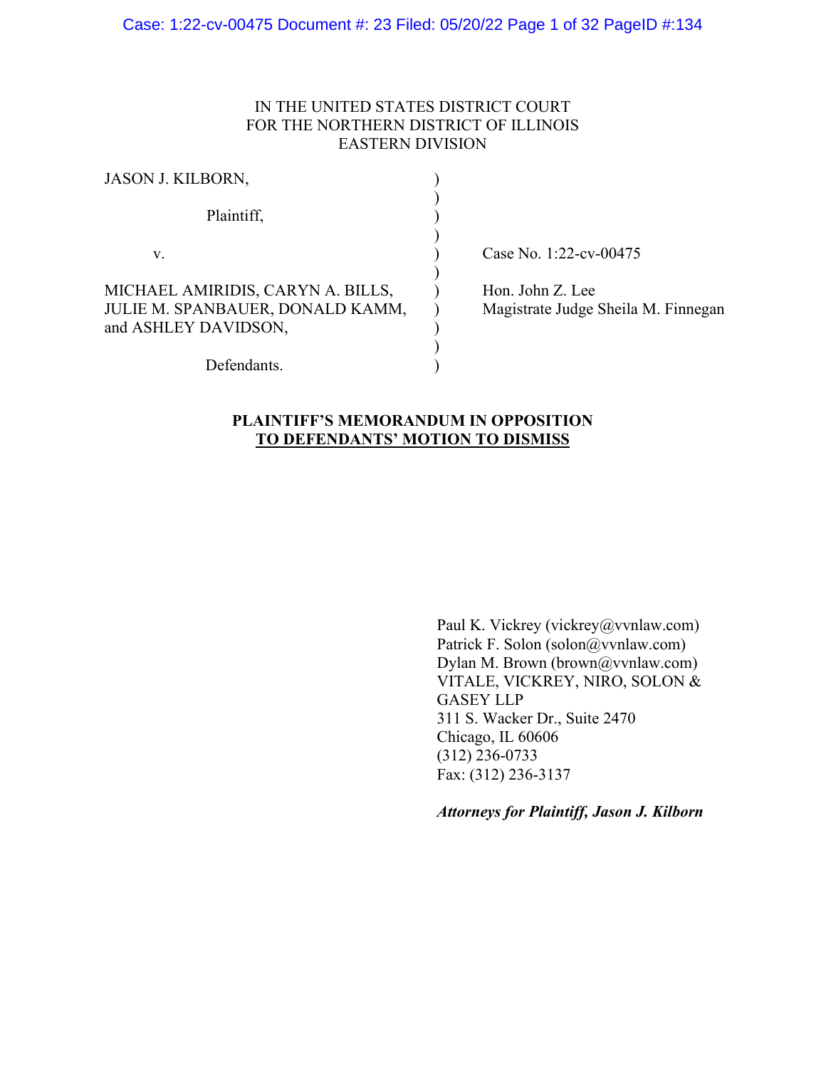IN THE UNITED STATES DISTRICT COURT
FOR THE NORTHERN DISTRICT OF ILLINOIS
EASTERN DIVISION

| | | |
|---|---|---|
| JASON J. KILBORN, | ) | |
| | ) | |
| Plaintiff, | ) | |
| | ) | |
| v. | ) | Case No. 1:22-cv-00475 |
| | ) | |
| MICHAEL AMIRIDIS, CARYN A. BILLS, JULIE M. SPANBAUER, DONALD KAMM, and ASHLEY DAVIDSON, | ) | Hon. John Z. Lee<br>Magistrate Judge Sheila M. Finnegan |
| | ) | |
| Defendants. | ) | |

**PLAINTIFF'S MEMORANDUM IN OPPOSITION TO DEFENDANTS' MOTION TO DISMISS**

Paul K. Vickrey (vickrey@vvnlaw.com)
Patrick F. Solon (solon@vvnlaw.com)
Dylan M. Brown (brown@vvnlaw.com)
VITALE, VICKREY, NIRO, SOLON & GASEY LLP
311 S. Wacker Dr., Suite 2470
Chicago, IL 60606
(312) 236-0733
Fax: (312) 236-3137

***Attorneys for Plaintiff, Jason J. Kilborn***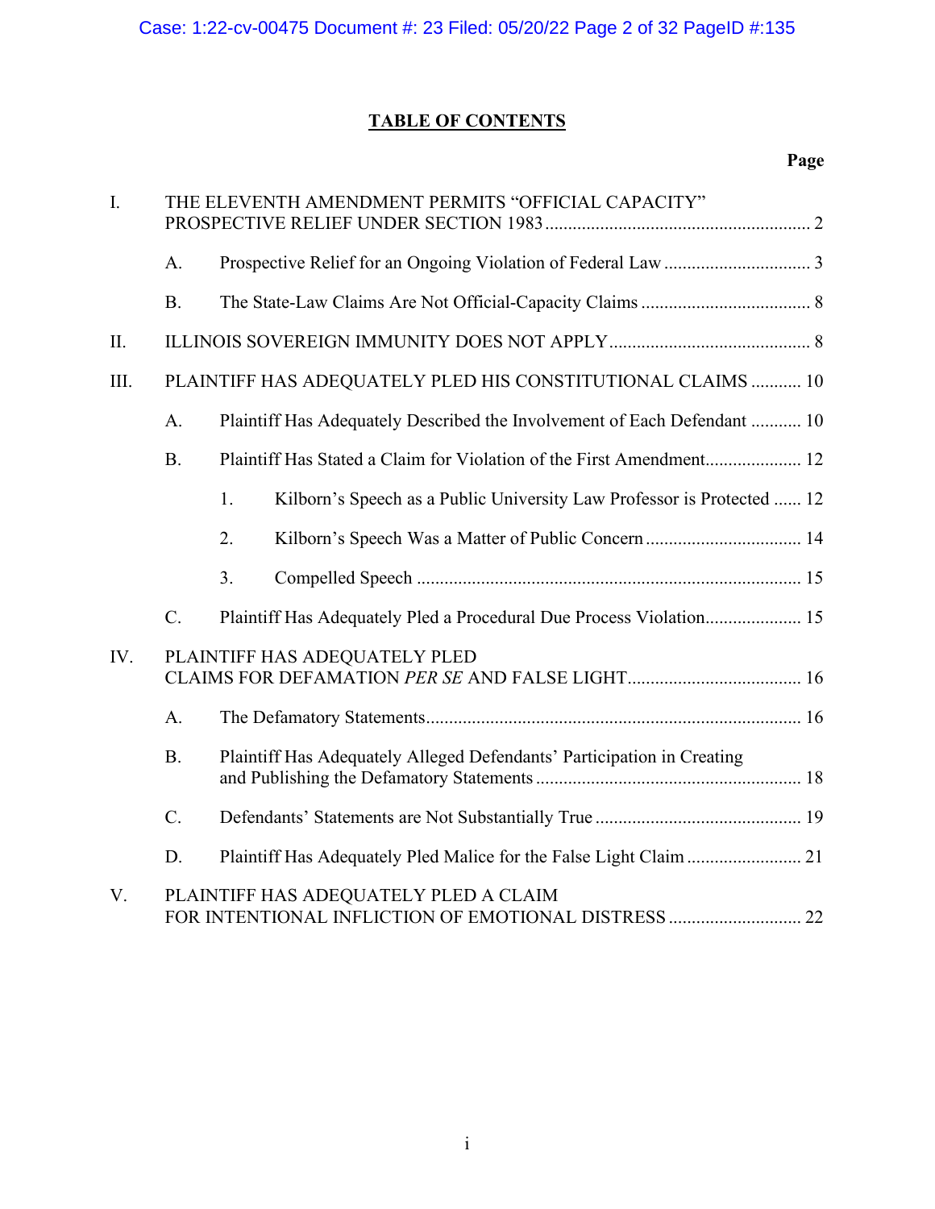# TABLE OF CONTENTS

| | | Page |
|---|---|---|
| I. | THE ELEVENTH AMENDMENT PERMITS "OFFICIAL CAPACITY" PROSPECTIVE RELIEF UNDER SECTION 1983 | 2 |
| | A. Prospective Relief for an Ongoing Violation of Federal Law | 3 |
| | B. The State-Law Claims Are Not Official-Capacity Claims | 8 |
| II. | ILLINOIS SOVEREIGN IMMUNITY DOES NOT APPLY | 8 |
| III. | PLAINTIFF HAS ADEQUATELY PLED HIS CONSTITUTIONAL CLAIMS | 10 |
| | A. Plaintiff Has Adequately Described the Involvement of Each Defendant | 10 |
| | B. Plaintiff Has Stated a Claim for Violation of the First Amendment | 12 |
| | 1. Kilborn's Speech as a Public University Law Professor is Protected | 12 |
| | 2. Kilborn's Speech Was a Matter of Public Concern | 14 |
| | 3. Compelled Speech | 15 |
| | C. Plaintiff Has Adequately Pled a Procedural Due Process Violation | 15 |
| IV. | PLAINTIFF HAS ADEQUATELY PLED CLAIMS FOR DEFAMATION *PER SE* AND FALSE LIGHT | 16 |
| | A. The Defamatory Statements | 16 |
| | B. Plaintiff Has Adequately Alleged Defendants' Participation in Creating and Publishing the Defamatory Statements | 18 |
| | C. Defendants' Statements are Not Substantially True | 19 |
| | D. Plaintiff Has Adequately Pled Malice for the False Light Claim | 21 |
| V. | PLAINTIFF HAS ADEQUATELY PLED A CLAIM FOR INTENTIONAL INFLICTION OF EMOTIONAL DISTRESS | 22 |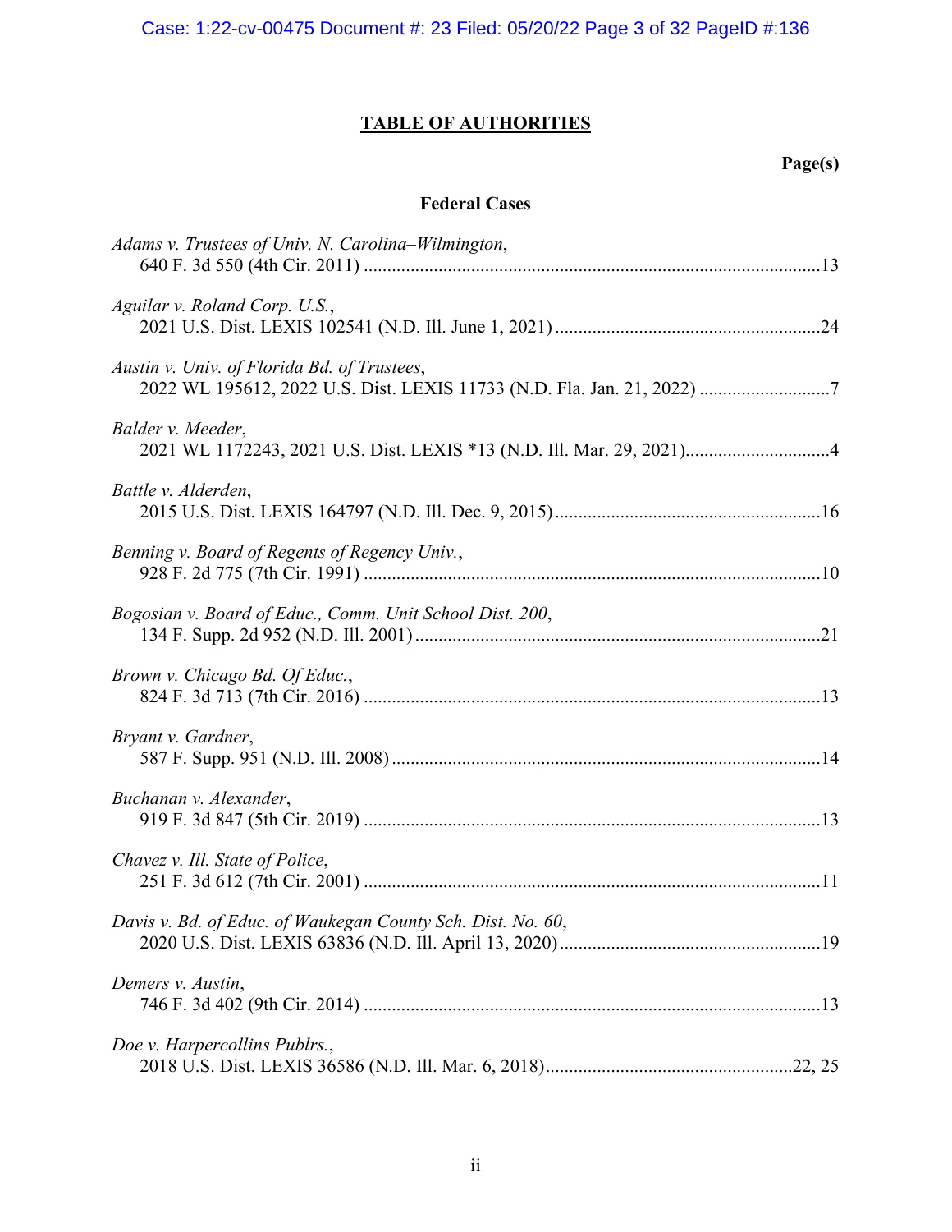# TABLE OF AUTHORITIES

**Page(s)**

## Federal Cases

*Adams v. Trustees of Univ. N. Carolina–Wilmington*,
640 F. 3d 550 (4th Cir. 2011) ....................................................................................................13

*Aguilar v. Roland Corp. U.S.*,
2021 U.S. Dist. LEXIS 102541 (N.D. Ill. June 1, 2021) ..........................................................24

*Austin v. Univ. of Florida Bd. of Trustees*,
2022 WL 195612, 2022 U.S. Dist. LEXIS 11733 (N.D. Fla. Jan. 21, 2022) ............................7

*Balder v. Meeder*,
2021 WL 1172243, 2021 U.S. Dist. LEXIS *13 (N.D. Ill. Mar. 29, 2021)...............................4

*Battle v. Alderden*,
2015 U.S. Dist. LEXIS 164797 (N.D. Ill. Dec. 9, 2015) ..........................................................16

*Benning v. Board of Regents of Regency Univ.*,
928 F. 2d 775 (7th Cir. 1991) ....................................................................................................10

*Bogosian v. Board of Educ., Comm. Unit School Dist. 200*,
134 F. Supp. 2d 952 (N.D. Ill. 2001) ........................................................................................21

*Brown v. Chicago Bd. Of Educ.*,
824 F. 3d 713 (7th Cir. 2016) ....................................................................................................13

*Bryant v. Gardner*,
587 F. Supp. 951 (N.D. Ill. 2008) .............................................................................................14

*Buchanan v. Alexander*,
919 F. 3d 847 (5th Cir. 2019) ....................................................................................................13

*Chavez v. Ill. State of Police*,
251 F. 3d 612 (7th Cir. 2001) ....................................................................................................11

*Davis v. Bd. of Educ. of Waukegan County Sch. Dist. No. 60*,
2020 U.S. Dist. LEXIS 63836 (N.D. Ill. April 13, 2020) .........................................................19

*Demers v. Austin*,
746 F. 3d 402 (9th Cir. 2014) ....................................................................................................13

*Doe v. Harpercollins Publrs.*,
2018 U.S. Dist. LEXIS 36586 (N.D. Ill. Mar. 6, 2018)......................................................22, 25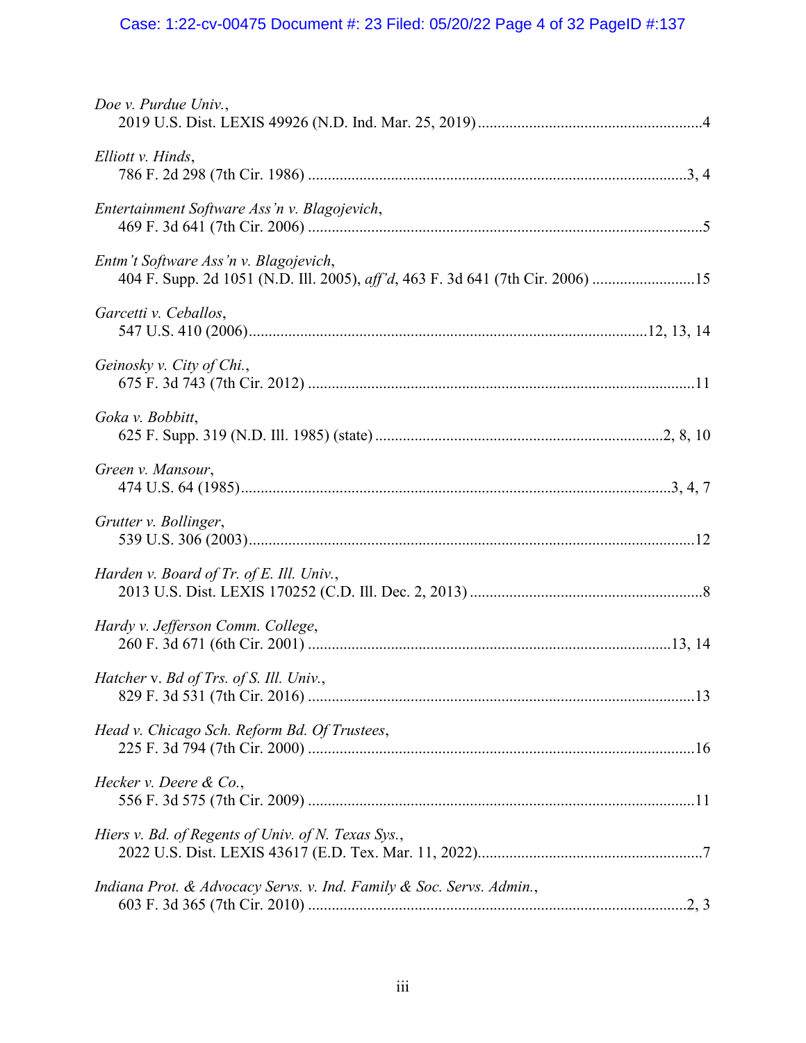*Doe v. Purdue Univ.*,
2019 U.S. Dist. LEXIS 49926 (N.D. Ind. Mar. 25, 2019) ........................................................4

*Elliott v. Hinds*,
786 F. 2d 298 (7th Cir. 1986) ........................................................................................3, 4

*Entertainment Software Ass'n v. Blagojevich*,
469 F. 3d 641 (7th Cir. 2006) ..........................................................................................5

*Entm't Software Ass'n v. Blagojevich*,
404 F. Supp. 2d 1051 (N.D. Ill. 2005), *aff'd*, 463 F. 3d 641 (7th Cir. 2006) ..........................15

*Garcetti v. Ceballos*,
547 U.S. 410 (2006)..........................................................................................12, 13, 14

*Geinosky v. City of Chi.*,
675 F. 3d 743 (7th Cir. 2012) ........................................................................................11

*Goka v. Bobbitt*,
625 F. Supp. 319 (N.D. Ill. 1985) (state) ....................................................................2, 8, 10

*Green v. Mansour*,
474 U.S. 64 (1985)..........................................................................................................3, 4, 7

*Grutter v. Bollinger*,
539 U.S. 306 (2003)........................................................................................................12

*Harden v. Board of Tr. of E. Ill. Univ.*,
2013 U.S. Dist. LEXIS 170252 (C.D. Ill. Dec. 2, 2013) ..........................................................8

*Hardy v. Jefferson Comm. College*,
260 F. 3d 671 (6th Cir. 2001) ......................................................................................13, 14

*Hatcher* v. *Bd of Trs. of S. Ill. Univ.*,
829 F. 3d 531 (7th Cir. 2016) ........................................................................................13

*Head v. Chicago Sch. Reform Bd. Of Trustees*,
225 F. 3d 794 (7th Cir. 2000) ........................................................................................16

*Hecker v. Deere & Co.*,
556 F. 3d 575 (7th Cir. 2009) ........................................................................................11

*Hiers v. Bd. of Regents of Univ. of N. Texas Sys.*,
2022 U.S. Dist. LEXIS 43617 (E.D. Tex. Mar. 11, 2022)........................................................7

*Indiana Prot. & Advocacy Servs. v. Ind. Family & Soc. Servs. Admin.*,
603 F. 3d 365 (7th Cir. 2010) ......................................................................................2, 3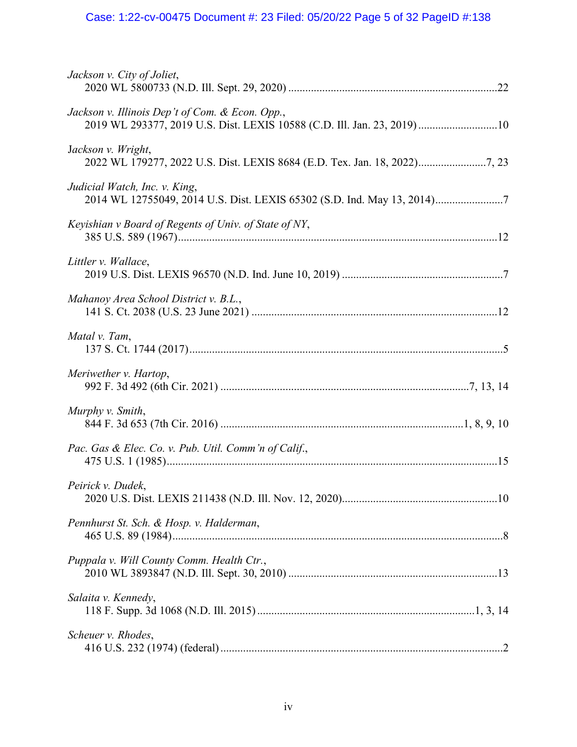*Jackson v. City of Joliet*,
2020 WL 5800733 (N.D. Ill. Sept. 29, 2020) .......................................................................... 22

*Jackson v. Illinois Dep't of Com. & Econ. Opp.*,
2019 WL 293377, 2019 U.S. Dist. LEXIS 10588 (C.D. Ill. Jan. 23, 2019) ............................ 10

*Jackson v. Wright*,
2022 WL 179277, 2022 U.S. Dist. LEXIS 8684 (E.D. Tex. Jan. 18, 2022)........................ 7, 23

*Judicial Watch, Inc. v. King*,
2014 WL 12755049, 2014 U.S. Dist. LEXIS 65302 (S.D. Ind. May 13, 2014)........................ 7

*Keyishian v Board of Regents of Univ. of State of NY*,
385 U.S. 589 (1967)................................................................................................................. 12

*Littler v. Wallace*,
2019 U.S. Dist. LEXIS 96570 (N.D. Ind. June 10, 2019) ......................................................... 7

*Mahanoy Area School District v. B.L.*,
141 S. Ct. 2038 (U.S. 23 June 2021) ...................................................................................... 12

*Matal v. Tam*,
137 S. Ct. 1744 (2017)............................................................................................................... 5

*Meriwether v. Hartop*,
992 F. 3d 492 (6th Cir. 2021) ....................................................................................... 7, 13, 14

*Murphy v. Smith*,
844 F. 3d 653 (7th Cir. 2016) ..................................................................................... 1, 8, 9, 10

*Pac. Gas & Elec. Co. v. Pub. Util. Comm'n of Calif.*,
475 U.S. 1 (1985)..................................................................................................................... 15

*Peirick v. Dudek*,
2020 U.S. Dist. LEXIS 211438 (N.D. Ill. Nov. 12, 2020)....................................................... 10

*Pennhurst St. Sch. & Hosp. v. Halderman*,
465 U.S. 89 (1984)..................................................................................................................... 8

*Puppala v. Will County Comm. Health Ctr.*,
2010 WL 3893847 (N.D. Ill. Sept. 30, 2010) .......................................................................... 13

*Salaita v. Kennedy*,
118 F. Supp. 3d 1068 (N.D. Ill. 2015) ............................................................................. 1, 3, 14

*Scheuer v. Rhodes*,
416 U.S. 232 (1974) (federal) .................................................................................................... 2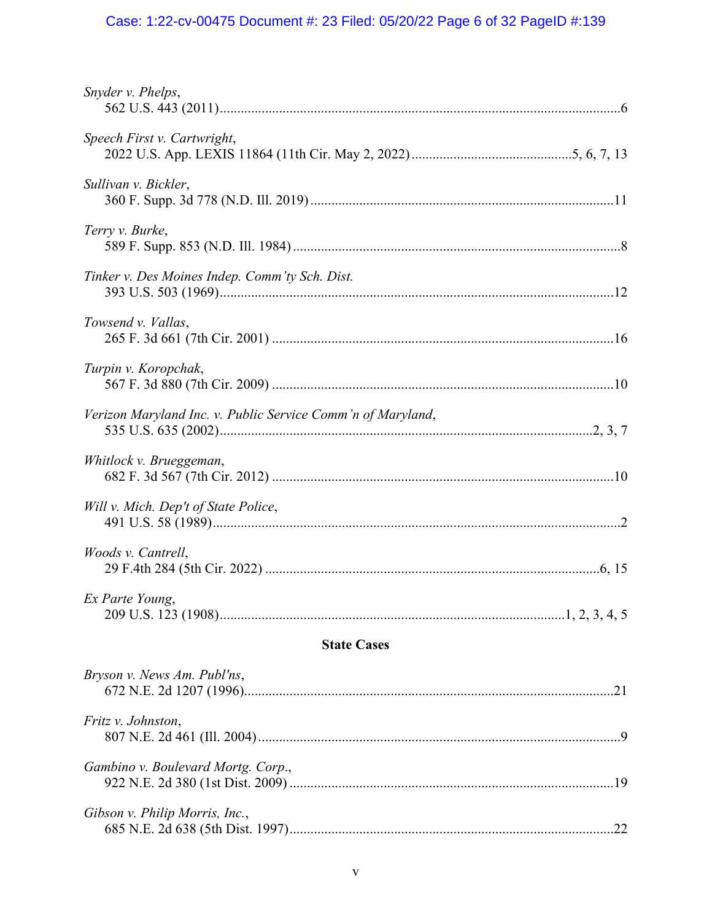*Snyder v. Phelps*,
562 U.S. 443 (2011) ....................................................................................................................6

*Speech First v. Cartwright*,
2022 U.S. App. LEXIS 11864 (11th Cir. May 2, 2022) ...............................................5, 6, 7, 13

*Sullivan v. Bickler*,
360 F. Supp. 3d 778 (N.D. Ill. 2019) .......................................................................................11

*Terry v. Burke*,
589 F. Supp. 853 (N.D. Ill. 1984) ..............................................................................................8

*Tinker v. Des Moines Indep. Comm'ty Sch. Dist.*
393 U.S. 503 (1969) ..................................................................................................................12

*Towsend v. Vallas*,
265 F. 3d 661 (7th Cir. 2001) ..................................................................................................16

*Turpin v. Koropchak*,
567 F. 3d 880 (7th Cir. 2009) ..................................................................................................10

*Verizon Maryland Inc. v. Public Service Comm'n of Maryland*,
535 U.S. 635 (2002) ............................................................................................................2, 3, 7

*Whitlock v. Brueggeman*,
682 F. 3d 567 (7th Cir. 2012) ..................................................................................................10

*Will v. Mich. Dep't of State Police*,
491 U.S. 58 (1989) ......................................................................................................................2

*Woods v. Cantrell*,
29 F.4th 284 (5th Cir. 2022) ................................................................................................6, 15

*Ex Parte Young*,
209 U.S. 123 (1908) ...................................................................................................1, 2, 3, 4, 5

## State Cases

*Bryson v. News Am. Publ'ns*,
672 N.E. 2d 1207 (1996) ..........................................................................................................21

*Fritz v. Johnston*,
807 N.E. 2d 461 (Ill. 2004) .........................................................................................................9

*Gambino v. Boulevard Mortg. Corp.*,
922 N.E. 2d 380 (1st Dist. 2009) .............................................................................................19

*Gibson v. Philip Morris, Inc.*,
685 N.E. 2d 638 (5th Dist. 1997) .............................................................................................22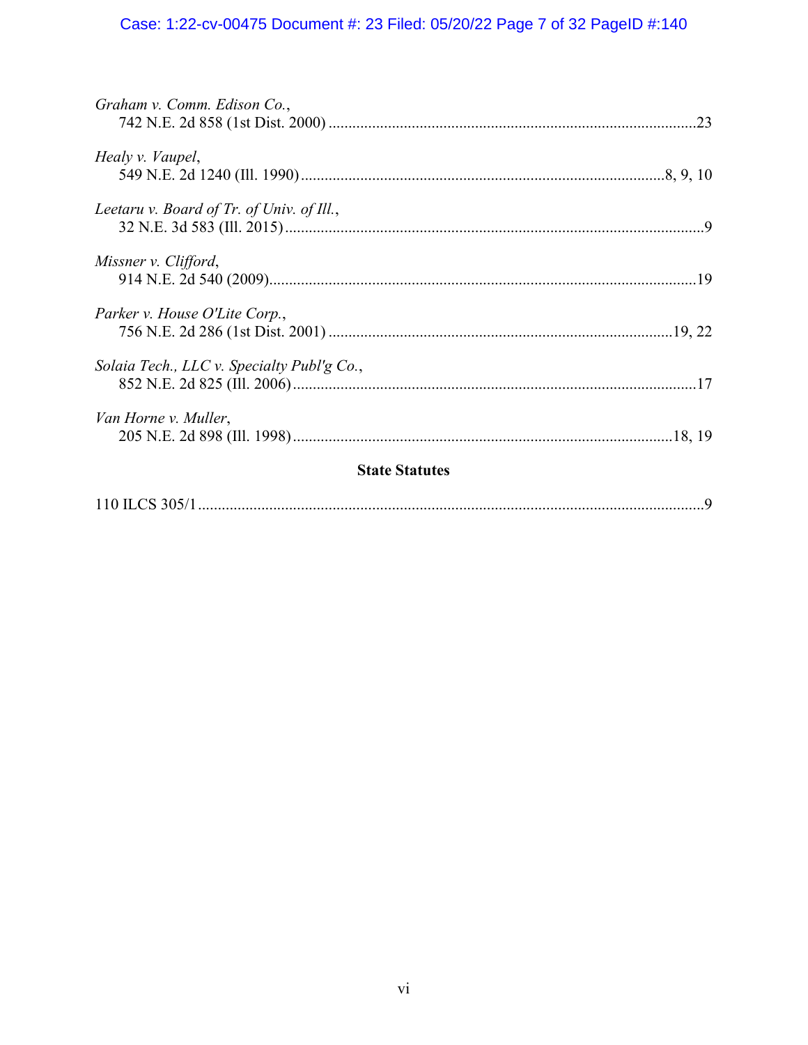*Graham v. Comm. Edison Co.*,
742 N.E. 2d 858 (1st Dist. 2000) ............................................................................................23

*Healy v. Vaupel*,
549 N.E. 2d 1240 (Ill. 1990)...........................................................................................8, 9, 10

*Leetaru v. Board of Tr. of Univ. of Ill.*,
32 N.E. 3d 583 (Ill. 2015).........................................................................................................9

*Missner v. Clifford*,
914 N.E. 2d 540 (2009)...........................................................................................................19

*Parker v. House O'Lite Corp.*,
756 N.E. 2d 286 (1st Dist. 2001) ......................................................................................19, 22

*Solaia Tech., LLC v. Specialty Publ'g Co.*,
852 N.E. 2d 825 (Ill. 2006).....................................................................................................17

*Van Horne v. Muller*,
205 N.E. 2d 898 (Ill. 1998)...............................................................................................18, 19

**State Statutes**

110 ILCS 305/1..............................................................................................................................9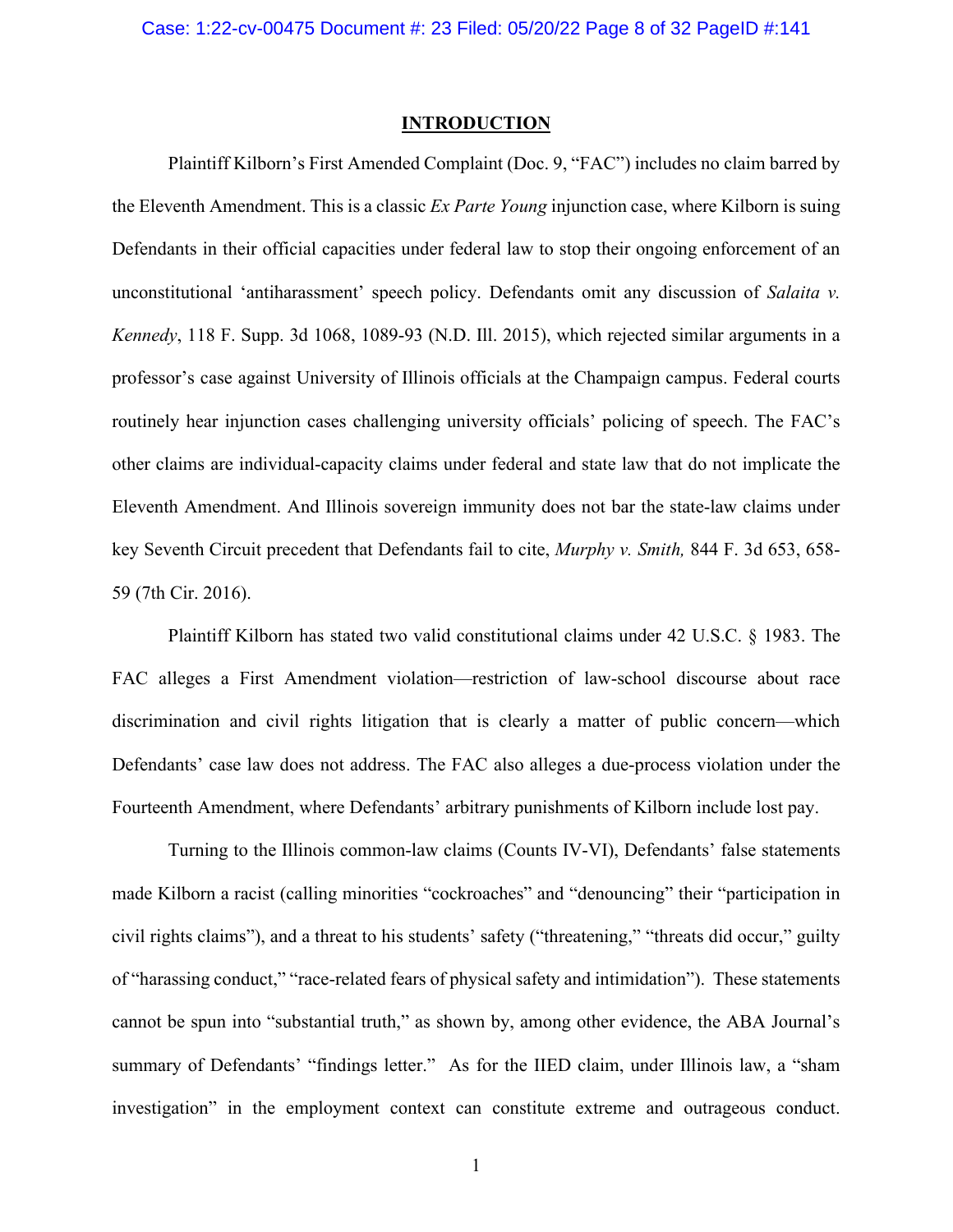## INTRODUCTION

Plaintiff Kilborn's First Amended Complaint (Doc. 9, "FAC") includes no claim barred by the Eleventh Amendment. This is a classic *Ex Parte Young* injunction case, where Kilborn is suing Defendants in their official capacities under federal law to stop their ongoing enforcement of an unconstitutional 'antiharassment' speech policy. Defendants omit any discussion of *Salaita v. Kennedy*, 118 F. Supp. 3d 1068, 1089-93 (N.D. Ill. 2015), which rejected similar arguments in a professor's case against University of Illinois officials at the Champaign campus. Federal courts routinely hear injunction cases challenging university officials' policing of speech. The FAC's other claims are individual-capacity claims under federal and state law that do not implicate the Eleventh Amendment. And Illinois sovereign immunity does not bar the state-law claims under key Seventh Circuit precedent that Defendants fail to cite, *Murphy v. Smith,* 844 F. 3d 653, 658-59 (7th Cir. 2016).

Plaintiff Kilborn has stated two valid constitutional claims under 42 U.S.C. § 1983. The FAC alleges a First Amendment violation—restriction of law-school discourse about race discrimination and civil rights litigation that is clearly a matter of public concern—which Defendants' case law does not address. The FAC also alleges a due-process violation under the Fourteenth Amendment, where Defendants' arbitrary punishments of Kilborn include lost pay.

Turning to the Illinois common-law claims (Counts IV-VI), Defendants' false statements made Kilborn a racist (calling minorities "cockroaches" and "denouncing" their "participation in civil rights claims"), and a threat to his students' safety ("threatening," "threats did occur," guilty of "harassing conduct," "race-related fears of physical safety and intimidation"). These statements cannot be spun into "substantial truth," as shown by, among other evidence, the ABA Journal's summary of Defendants' "findings letter." As for the IIED claim, under Illinois law, a "sham investigation" in the employment context can constitute extreme and outrageous conduct.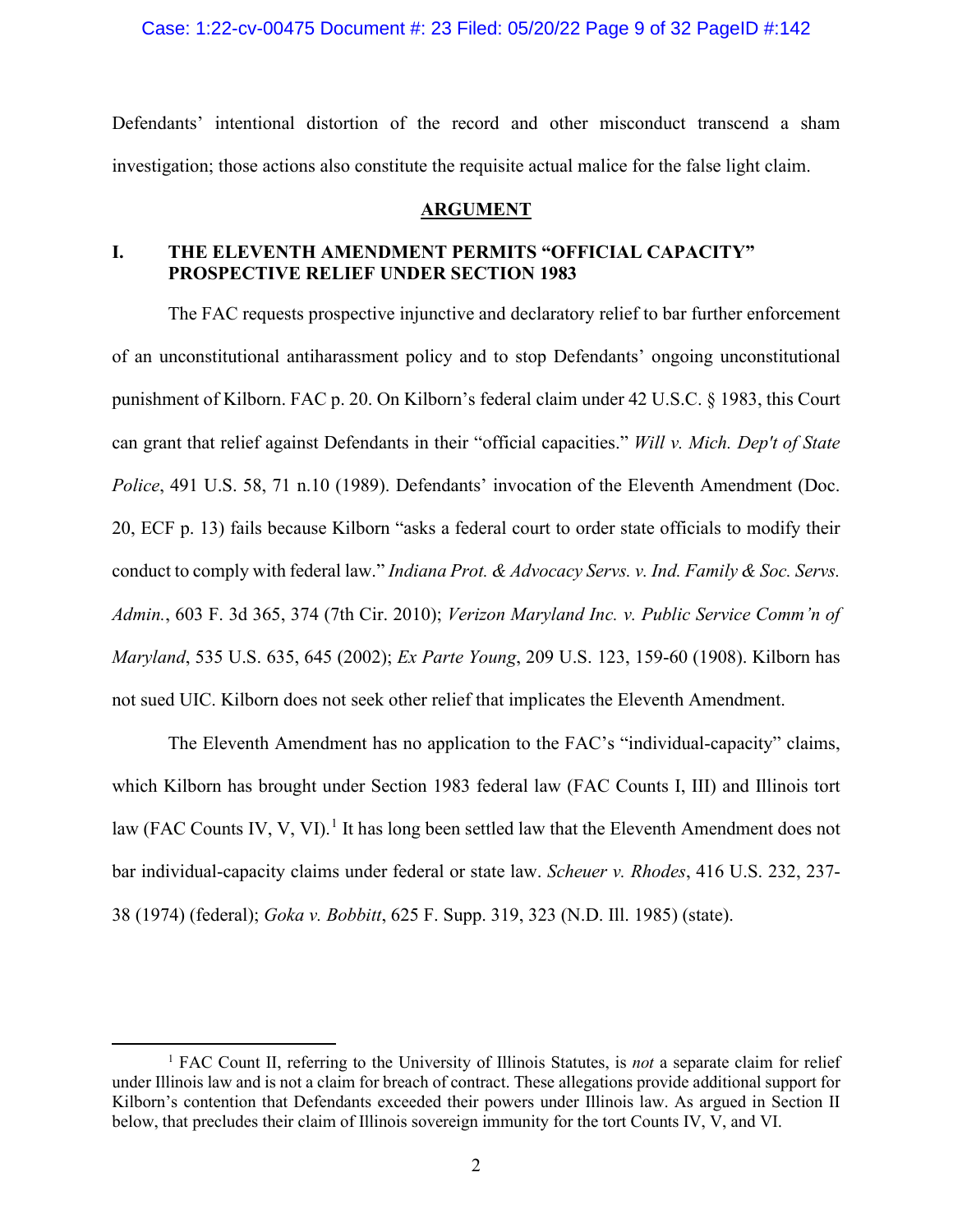Defendants' intentional distortion of the record and other misconduct transcend a sham investigation; those actions also constitute the requisite actual malice for the false light claim.

## ARGUMENT

### I. THE ELEVENTH AMENDMENT PERMITS "OFFICIAL CAPACITY" PROSPECTIVE RELIEF UNDER SECTION 1983

The FAC requests prospective injunctive and declaratory relief to bar further enforcement of an unconstitutional antiharassment policy and to stop Defendants' ongoing unconstitutional punishment of Kilborn. FAC p. 20. On Kilborn's federal claim under 42 U.S.C. § 1983, this Court can grant that relief against Defendants in their "official capacities." *Will v. Mich. Dep't of State Police*, 491 U.S. 58, 71 n.10 (1989). Defendants' invocation of the Eleventh Amendment (Doc. 20, ECF p. 13) fails because Kilborn "asks a federal court to order state officials to modify their conduct to comply with federal law." *Indiana Prot. & Advocacy Servs. v. Ind. Family & Soc. Servs. Admin.*, 603 F. 3d 365, 374 (7th Cir. 2010); *Verizon Maryland Inc. v. Public Service Comm'n of Maryland*, 535 U.S. 635, 645 (2002); *Ex Parte Young*, 209 U.S. 123, 159-60 (1908). Kilborn has not sued UIC. Kilborn does not seek other relief that implicates the Eleventh Amendment.

The Eleventh Amendment has no application to the FAC's "individual-capacity" claims, which Kilborn has brought under Section 1983 federal law (FAC Counts I, III) and Illinois tort law (FAC Counts IV, V, VI).[1] It has long been settled law that the Eleventh Amendment does not bar individual-capacity claims under federal or state law. *Scheuer v. Rhodes*, 416 U.S. 232, 237-38 (1974) (federal); *Goka v. Bobbitt*, 625 F. Supp. 319, 323 (N.D. Ill. 1985) (state).

---

[1] FAC Count II, referring to the University of Illinois Statutes, is *not* a separate claim for relief under Illinois law and is not a claim for breach of contract. These allegations provide additional support for Kilborn's contention that Defendants exceeded their powers under Illinois law. As argued in Section II below, that precludes their claim of Illinois sovereign immunity for the tort Counts IV, V, and VI.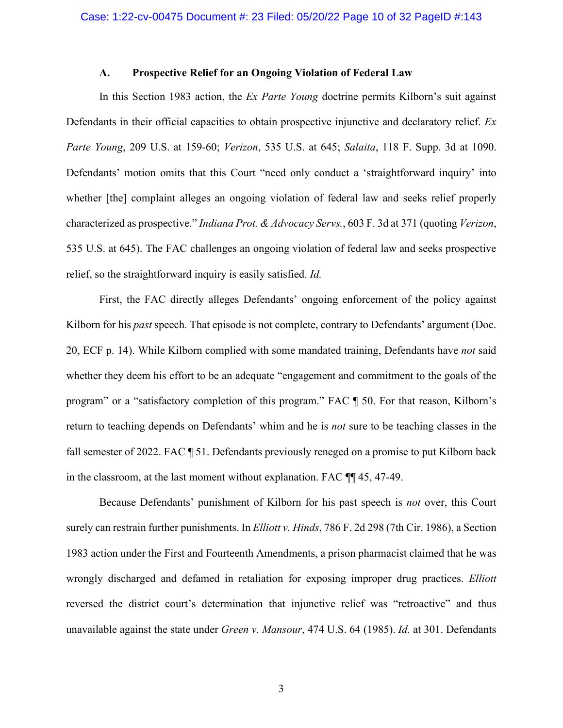### A. Prospective Relief for an Ongoing Violation of Federal Law

In this Section 1983 action, the *Ex Parte Young* doctrine permits Kilborn's suit against Defendants in their official capacities to obtain prospective injunctive and declaratory relief. *Ex Parte Young*, 209 U.S. at 159-60; *Verizon*, 535 U.S. at 645; *Salaita*, 118 F. Supp. 3d at 1090. Defendants' motion omits that this Court "need only conduct a 'straightforward inquiry' into whether [the] complaint alleges an ongoing violation of federal law and seeks relief properly characterized as prospective." *Indiana Prot. & Advocacy Servs.*, 603 F. 3d at 371 (quoting *Verizon*, 535 U.S. at 645). The FAC challenges an ongoing violation of federal law and seeks prospective relief, so the straightforward inquiry is easily satisfied. *Id.*

First, the FAC directly alleges Defendants' ongoing enforcement of the policy against Kilborn for his *past* speech. That episode is not complete, contrary to Defendants' argument (Doc. 20, ECF p. 14). While Kilborn complied with some mandated training, Defendants have *not* said whether they deem his effort to be an adequate "engagement and commitment to the goals of the program" or a "satisfactory completion of this program." FAC ¶ 50. For that reason, Kilborn's return to teaching depends on Defendants' whim and he is *not* sure to be teaching classes in the fall semester of 2022. FAC ¶ 51. Defendants previously reneged on a promise to put Kilborn back in the classroom, at the last moment without explanation. FAC ¶¶ 45, 47-49.

Because Defendants' punishment of Kilborn for his past speech is *not* over, this Court surely can restrain further punishments. In *Elliott v. Hinds*, 786 F. 2d 298 (7th Cir. 1986), a Section 1983 action under the First and Fourteenth Amendments, a prison pharmacist claimed that he was wrongly discharged and defamed in retaliation for exposing improper drug practices. *Elliott* reversed the district court's determination that injunctive relief was "retroactive" and thus unavailable against the state under *Green v. Mansour*, 474 U.S. 64 (1985). *Id.* at 301. Defendants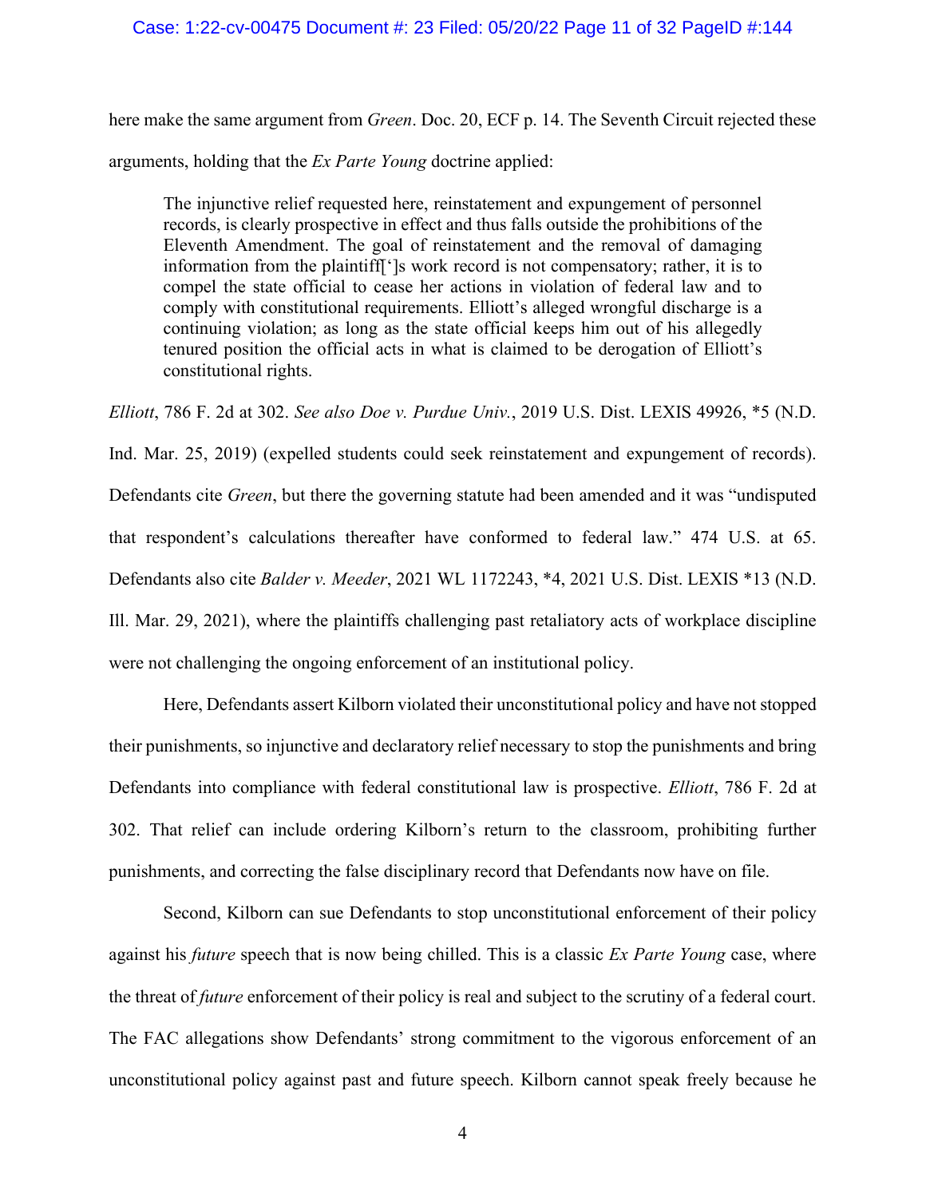here make the same argument from *Green*. Doc. 20, ECF p. 14. The Seventh Circuit rejected these arguments, holding that the *Ex Parte Young* doctrine applied:

> The injunctive relief requested here, reinstatement and expungement of personnel records, is clearly prospective in effect and thus falls outside the prohibitions of the Eleventh Amendment. The goal of reinstatement and the removal of damaging information from the plaintiff[']s work record is not compensatory; rather, it is to compel the state official to cease her actions in violation of federal law and to comply with constitutional requirements. Elliott's alleged wrongful discharge is a continuing violation; as long as the state official keeps him out of his allegedly tenured position the official acts in what is claimed to be derogation of Elliott's constitutional rights.

*Elliott*, 786 F. 2d at 302. *See also Doe v. Purdue Univ.*, 2019 U.S. Dist. LEXIS 49926, *5 (N.D. Ind. Mar. 25, 2019) (expelled students could seek reinstatement and expungement of records). Defendants cite *Green*, but there the governing statute had been amended and it was "undisputed that respondent's calculations thereafter have conformed to federal law." 474 U.S. at 65. Defendants also cite *Balder v. Meeder*, 2021 WL 1172243, *4, 2021 U.S. Dist. LEXIS *13 (N.D. Ill. Mar. 29, 2021), where the plaintiffs challenging past retaliatory acts of workplace discipline were not challenging the ongoing enforcement of an institutional policy.

Here, Defendants assert Kilborn violated their unconstitutional policy and have not stopped their punishments, so injunctive and declaratory relief necessary to stop the punishments and bring Defendants into compliance with federal constitutional law is prospective. *Elliott*, 786 F. 2d at 302. That relief can include ordering Kilborn's return to the classroom, prohibiting further punishments, and correcting the false disciplinary record that Defendants now have on file.

Second, Kilborn can sue Defendants to stop unconstitutional enforcement of their policy against his *future* speech that is now being chilled. This is a classic *Ex Parte Young* case, where the threat of *future* enforcement of their policy is real and subject to the scrutiny of a federal court. The FAC allegations show Defendants' strong commitment to the vigorous enforcement of an unconstitutional policy against past and future speech. Kilborn cannot speak freely because he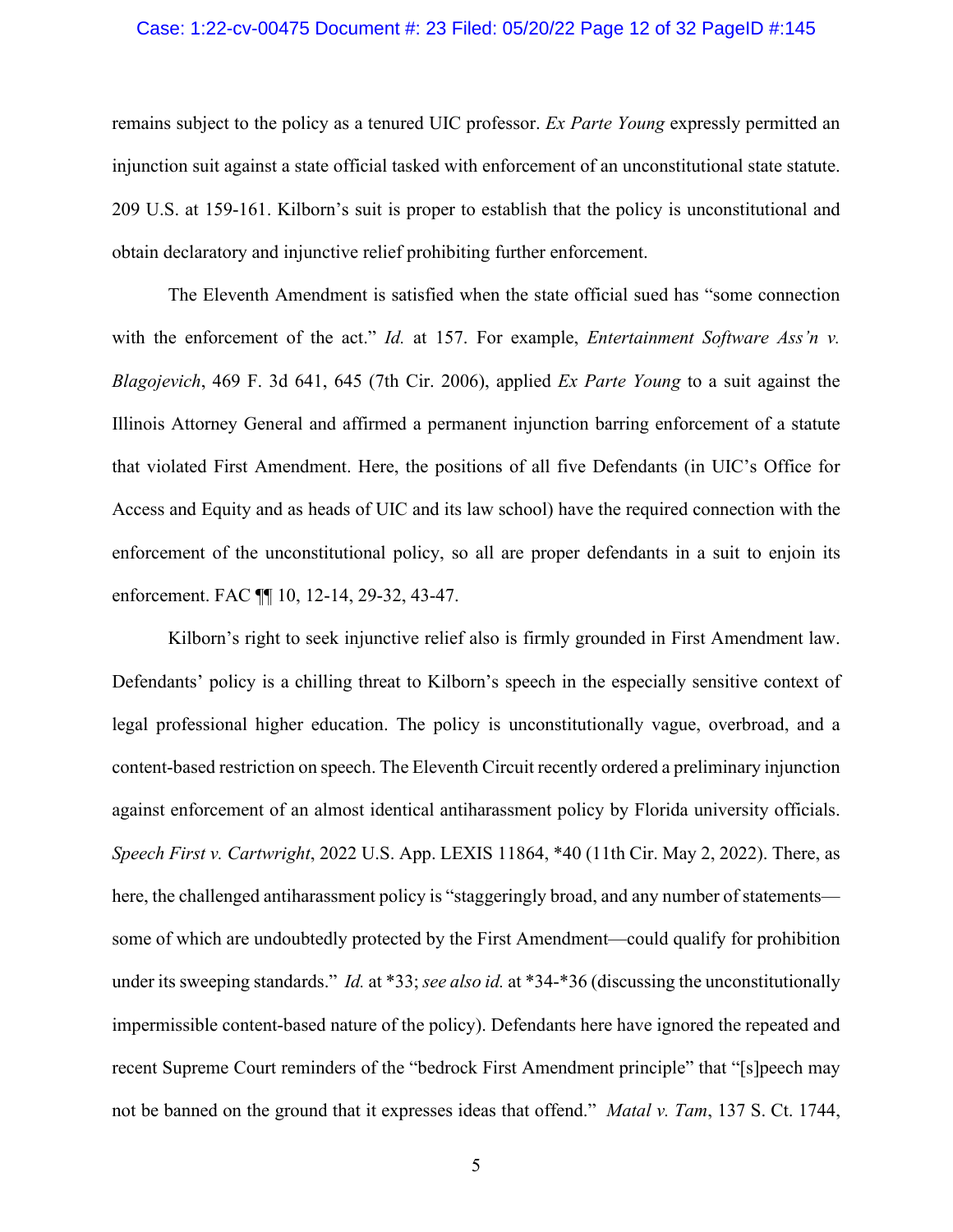remains subject to the policy as a tenured UIC professor. *Ex Parte Young* expressly permitted an injunction suit against a state official tasked with enforcement of an unconstitutional state statute. 209 U.S. at 159-161. Kilborn's suit is proper to establish that the policy is unconstitutional and obtain declaratory and injunctive relief prohibiting further enforcement.

The Eleventh Amendment is satisfied when the state official sued has "some connection with the enforcement of the act." *Id.* at 157. For example, *Entertainment Software Ass'n v. Blagojevich*, 469 F. 3d 641, 645 (7th Cir. 2006), applied *Ex Parte Young* to a suit against the Illinois Attorney General and affirmed a permanent injunction barring enforcement of a statute that violated First Amendment. Here, the positions of all five Defendants (in UIC's Office for Access and Equity and as heads of UIC and its law school) have the required connection with the enforcement of the unconstitutional policy, so all are proper defendants in a suit to enjoin its enforcement. FAC ¶¶ 10, 12-14, 29-32, 43-47.

Kilborn's right to seek injunctive relief also is firmly grounded in First Amendment law. Defendants' policy is a chilling threat to Kilborn's speech in the especially sensitive context of legal professional higher education. The policy is unconstitutionally vague, overbroad, and a content-based restriction on speech. The Eleventh Circuit recently ordered a preliminary injunction against enforcement of an almost identical antiharassment policy by Florida university officials. *Speech First v. Cartwright*, 2022 U.S. App. LEXIS 11864, *40 (11th Cir. May 2, 2022). There, as here, the challenged antiharassment policy is "staggeringly broad, and any number of statements—some of which are undoubtedly protected by the First Amendment—could qualify for prohibition under its sweeping standards." *Id.* at *33; *see also id.* at *34-*36 (discussing the unconstitutionally impermissible content-based nature of the policy). Defendants here have ignored the repeated and recent Supreme Court reminders of the "bedrock First Amendment principle" that "[s]peech may not be banned on the ground that it expresses ideas that offend." *Matal v. Tam*, 137 S. Ct. 1744,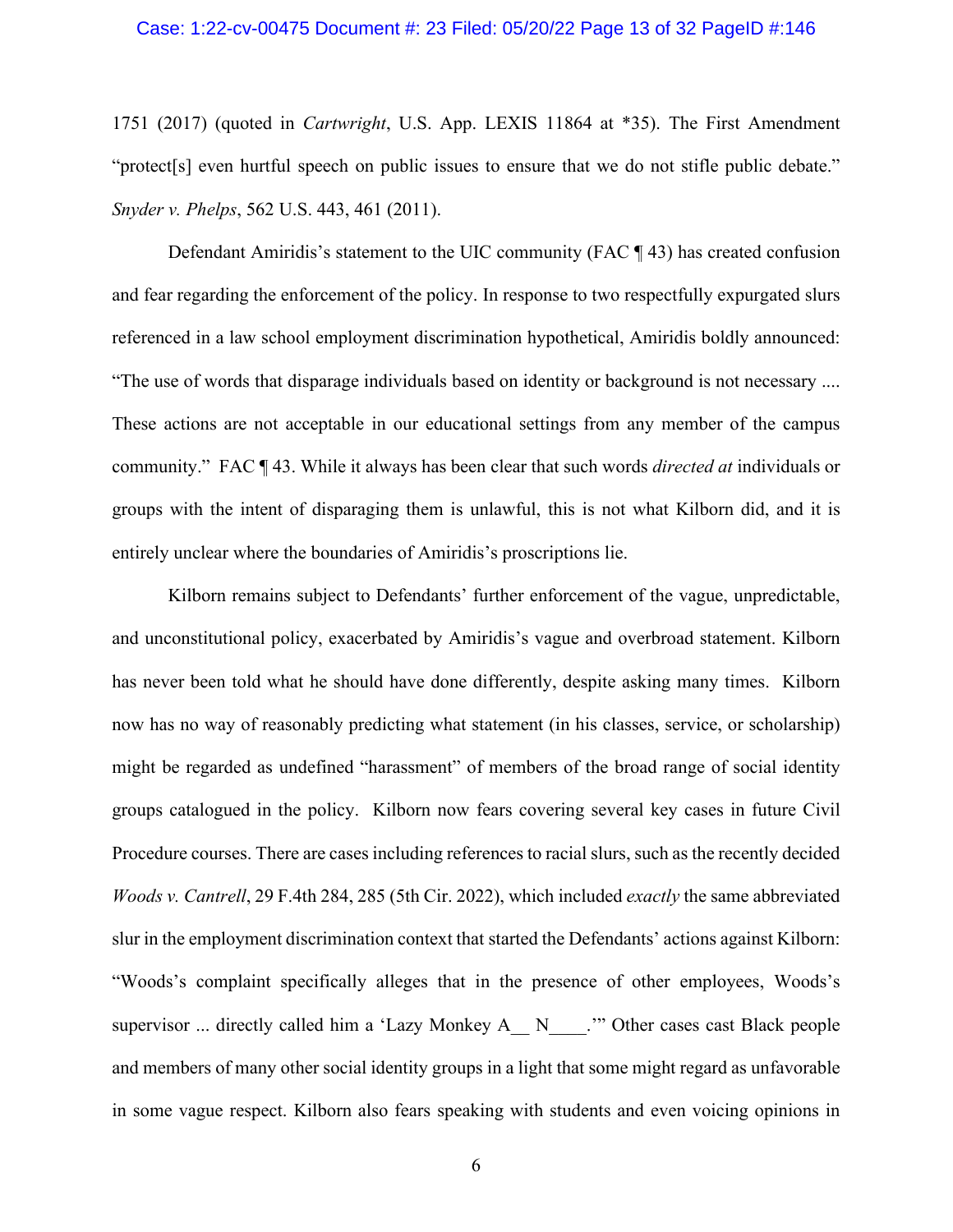1751 (2017) (quoted in *Cartwright*, U.S. App. LEXIS 11864 at *35). The First Amendment "protect[s] even hurtful speech on public issues to ensure that we do not stifle public debate." *Snyder v. Phelps*, 562 U.S. 443, 461 (2011).

Defendant Amiridis's statement to the UIC community (FAC ¶ 43) has created confusion and fear regarding the enforcement of the policy. In response to two respectfully expurgated slurs referenced in a law school employment discrimination hypothetical, Amiridis boldly announced: "The use of words that disparage individuals based on identity or background is not necessary .... These actions are not acceptable in our educational settings from any member of the campus community." FAC ¶ 43. While it always has been clear that such words *directed at* individuals or groups with the intent of disparaging them is unlawful, this is not what Kilborn did, and it is entirely unclear where the boundaries of Amiridis's proscriptions lie.

Kilborn remains subject to Defendants' further enforcement of the vague, unpredictable, and unconstitutional policy, exacerbated by Amiridis's vague and overbroad statement. Kilborn has never been told what he should have done differently, despite asking many times. Kilborn now has no way of reasonably predicting what statement (in his classes, service, or scholarship) might be regarded as undefined "harassment" of members of the broad range of social identity groups catalogued in the policy. Kilborn now fears covering several key cases in future Civil Procedure courses. There are cases including references to racial slurs, such as the recently decided *Woods v. Cantrell*, 29 F.4th 284, 285 (5th Cir. 2022), which included *exactly* the same abbreviated slur in the employment discrimination context that started the Defendants' actions against Kilborn: "Woods's complaint specifically alleges that in the presence of other employees, Woods's supervisor ... directly called him a 'Lazy Monkey A__ N____.'" Other cases cast Black people and members of many other social identity groups in a light that some might regard as unfavorable in some vague respect. Kilborn also fears speaking with students and even voicing opinions in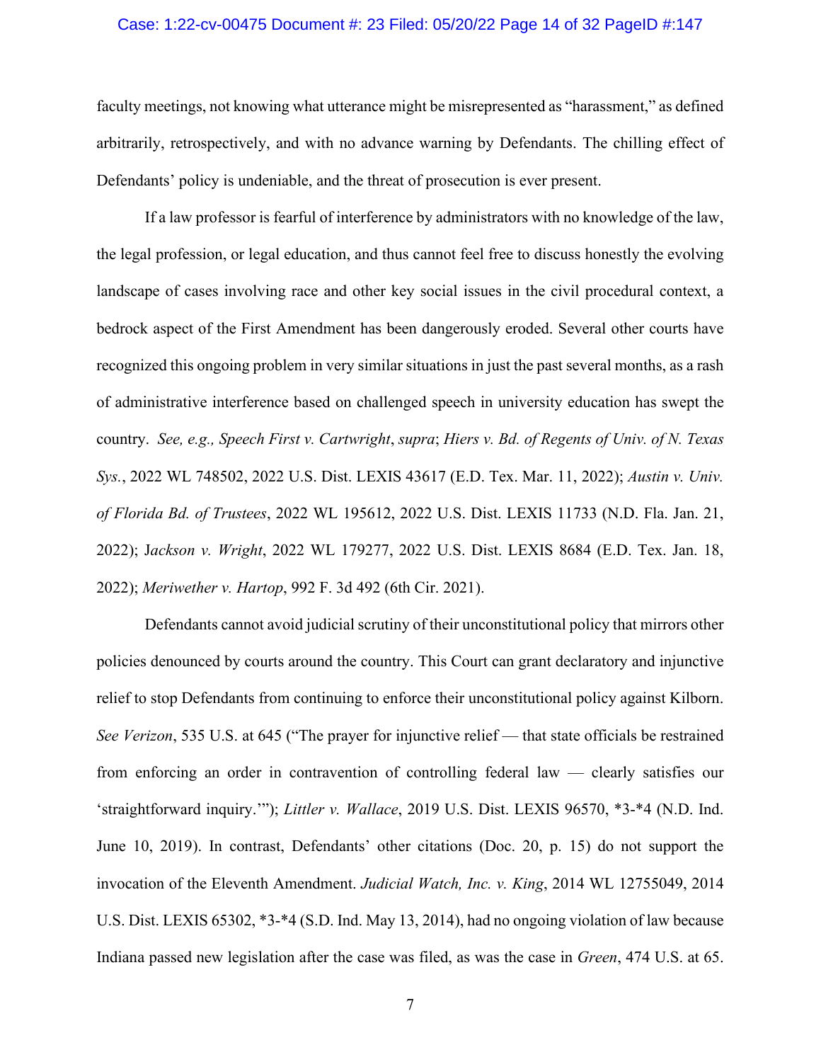faculty meetings, not knowing what utterance might be misrepresented as "harassment," as defined arbitrarily, retrospectively, and with no advance warning by Defendants. The chilling effect of Defendants' policy is undeniable, and the threat of prosecution is ever present.

If a law professor is fearful of interference by administrators with no knowledge of the law, the legal profession, or legal education, and thus cannot feel free to discuss honestly the evolving landscape of cases involving race and other key social issues in the civil procedural context, a bedrock aspect of the First Amendment has been dangerously eroded. Several other courts have recognized this ongoing problem in very similar situations in just the past several months, as a rash of administrative interference based on challenged speech in university education has swept the country. *See, e.g., Speech First v. Cartwright*, *supra*; *Hiers v. Bd. of Regents of Univ. of N. Texas Sys.*, 2022 WL 748502, 2022 U.S. Dist. LEXIS 43617 (E.D. Tex. Mar. 11, 2022); *Austin v. Univ. of Florida Bd. of Trustees*, 2022 WL 195612, 2022 U.S. Dist. LEXIS 11733 (N.D. Fla. Jan. 21, 2022); J*ackson v. Wright*, 2022 WL 179277, 2022 U.S. Dist. LEXIS 8684 (E.D. Tex. Jan. 18, 2022); *Meriwether v. Hartop*, 992 F. 3d 492 (6th Cir. 2021).

Defendants cannot avoid judicial scrutiny of their unconstitutional policy that mirrors other policies denounced by courts around the country. This Court can grant declaratory and injunctive relief to stop Defendants from continuing to enforce their unconstitutional policy against Kilborn. *See Verizon*, 535 U.S. at 645 ("The prayer for injunctive relief — that state officials be restrained from enforcing an order in contravention of controlling federal law — clearly satisfies our 'straightforward inquiry.'"); *Littler v. Wallace*, 2019 U.S. Dist. LEXIS 96570, *3-*4 (N.D. Ind. June 10, 2019). In contrast, Defendants' other citations (Doc. 20, p. 15) do not support the invocation of the Eleventh Amendment. *Judicial Watch, Inc. v. King*, 2014 WL 12755049, 2014 U.S. Dist. LEXIS 65302, *3-*4 (S.D. Ind. May 13, 2014), had no ongoing violation of law because Indiana passed new legislation after the case was filed, as was the case in *Green*, 474 U.S. at 65.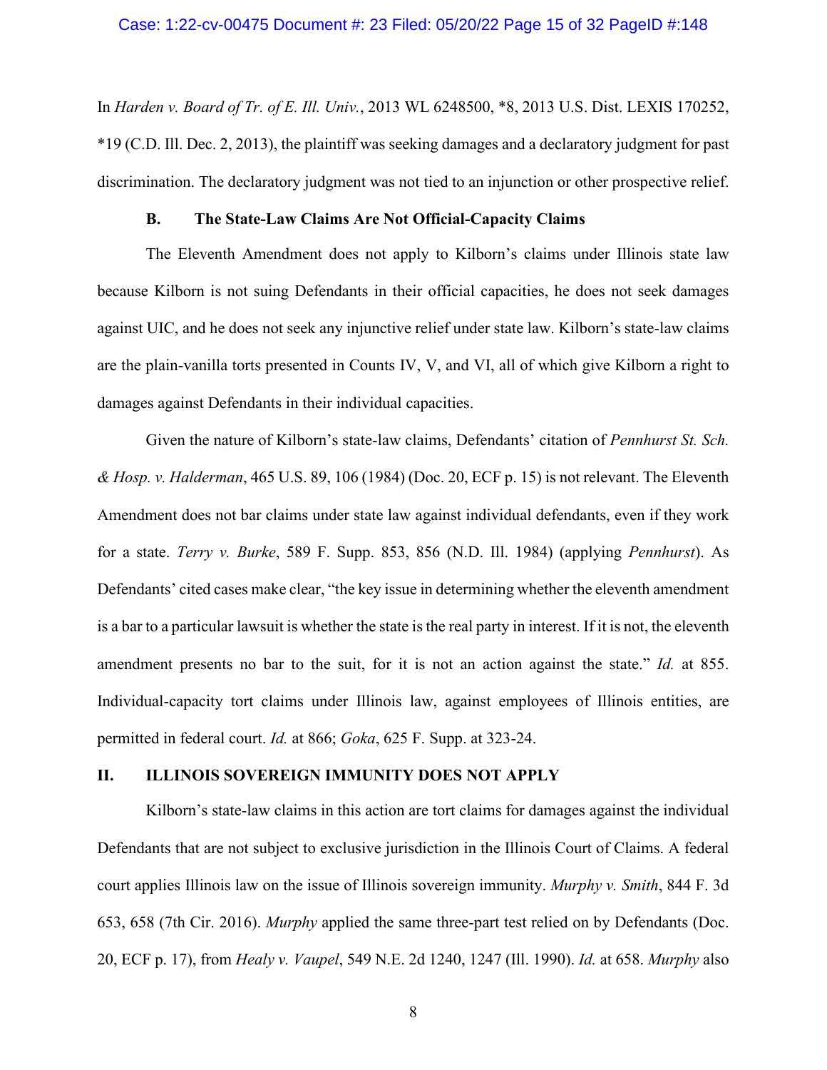In *Harden v. Board of Tr. of E. Ill. Univ.*, 2013 WL 6248500, *8, 2013 U.S. Dist. LEXIS 170252, *19 (C.D. Ill. Dec. 2, 2013), the plaintiff was seeking damages and a declaratory judgment for past discrimination. The declaratory judgment was not tied to an injunction or other prospective relief.

### B. The State-Law Claims Are Not Official-Capacity Claims

The Eleventh Amendment does not apply to Kilborn's claims under Illinois state law because Kilborn is not suing Defendants in their official capacities, he does not seek damages against UIC, and he does not seek any injunctive relief under state law. Kilborn's state-law claims are the plain-vanilla torts presented in Counts IV, V, and VI, all of which give Kilborn a right to damages against Defendants in their individual capacities.

Given the nature of Kilborn's state-law claims, Defendants' citation of *Pennhurst St. Sch. & Hosp. v. Halderman*, 465 U.S. 89, 106 (1984) (Doc. 20, ECF p. 15) is not relevant. The Eleventh Amendment does not bar claims under state law against individual defendants, even if they work for a state. *Terry v. Burke*, 589 F. Supp. 853, 856 (N.D. Ill. 1984) (applying *Pennhurst*). As Defendants' cited cases make clear, "the key issue in determining whether the eleventh amendment is a bar to a particular lawsuit is whether the state is the real party in interest. If it is not, the eleventh amendment presents no bar to the suit, for it is not an action against the state." *Id.* at 855. Individual-capacity tort claims under Illinois law, against employees of Illinois entities, are permitted in federal court. *Id.* at 866; *Goka*, 625 F. Supp. at 323-24.

## II. ILLINOIS SOVEREIGN IMMUNITY DOES NOT APPLY

Kilborn's state-law claims in this action are tort claims for damages against the individual Defendants that are not subject to exclusive jurisdiction in the Illinois Court of Claims. A federal court applies Illinois law on the issue of Illinois sovereign immunity. *Murphy v. Smith*, 844 F. 3d 653, 658 (7th Cir. 2016). *Murphy* applied the same three-part test relied on by Defendants (Doc. 20, ECF p. 17), from *Healy v. Vaupel*, 549 N.E. 2d 1240, 1247 (Ill. 1990). *Id.* at 658. *Murphy* also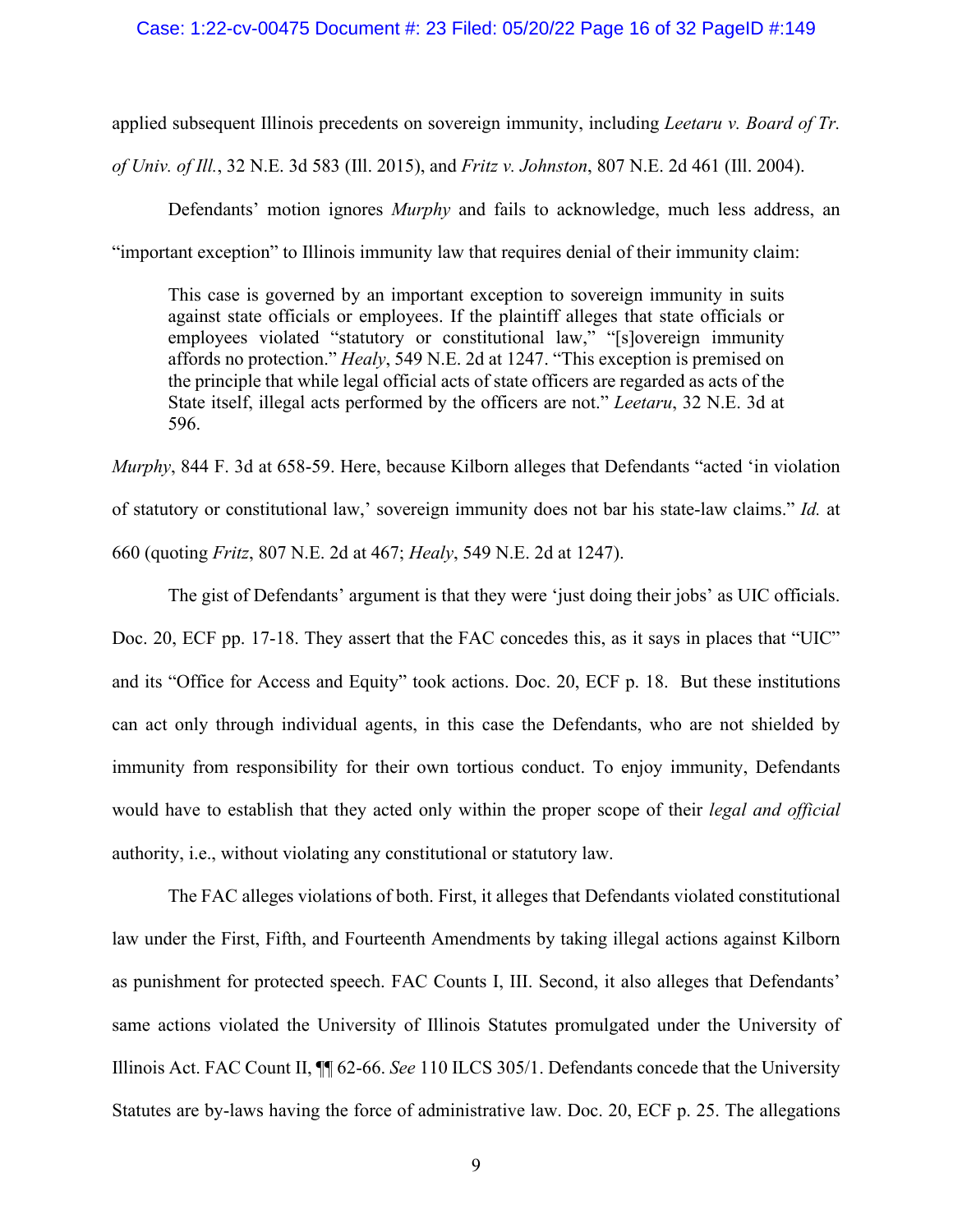applied subsequent Illinois precedents on sovereign immunity, including *Leetaru v. Board of Tr. of Univ. of Ill.*, 32 N.E. 3d 583 (Ill. 2015), and *Fritz v. Johnston*, 807 N.E. 2d 461 (Ill. 2004).

Defendants' motion ignores *Murphy* and fails to acknowledge, much less address, an "important exception" to Illinois immunity law that requires denial of their immunity claim:

> This case is governed by an important exception to sovereign immunity in suits against state officials or employees. If the plaintiff alleges that state officials or employees violated "statutory or constitutional law," "[s]overeign immunity affords no protection." *Healy*, 549 N.E. 2d at 1247. "This exception is premised on the principle that while legal official acts of state officers are regarded as acts of the State itself, illegal acts performed by the officers are not." *Leetaru*, 32 N.E. 3d at 596.

*Murphy*, 844 F. 3d at 658-59. Here, because Kilborn alleges that Defendants "acted 'in violation of statutory or constitutional law,' sovereign immunity does not bar his state-law claims." *Id.* at 660 (quoting *Fritz*, 807 N.E. 2d at 467; *Healy*, 549 N.E. 2d at 1247).

The gist of Defendants' argument is that they were 'just doing their jobs' as UIC officials. Doc. 20, ECF pp. 17-18. They assert that the FAC concedes this, as it says in places that "UIC" and its "Office for Access and Equity" took actions. Doc. 20, ECF p. 18. But these institutions can act only through individual agents, in this case the Defendants, who are not shielded by immunity from responsibility for their own tortious conduct. To enjoy immunity, Defendants would have to establish that they acted only within the proper scope of their *legal and official* authority, i.e., without violating any constitutional or statutory law.

The FAC alleges violations of both. First, it alleges that Defendants violated constitutional law under the First, Fifth, and Fourteenth Amendments by taking illegal actions against Kilborn as punishment for protected speech. FAC Counts I, III. Second, it also alleges that Defendants' same actions violated the University of Illinois Statutes promulgated under the University of Illinois Act. FAC Count II, ¶¶ 62-66. *See* 110 ILCS 305/1. Defendants concede that the University Statutes are by-laws having the force of administrative law. Doc. 20, ECF p. 25. The allegations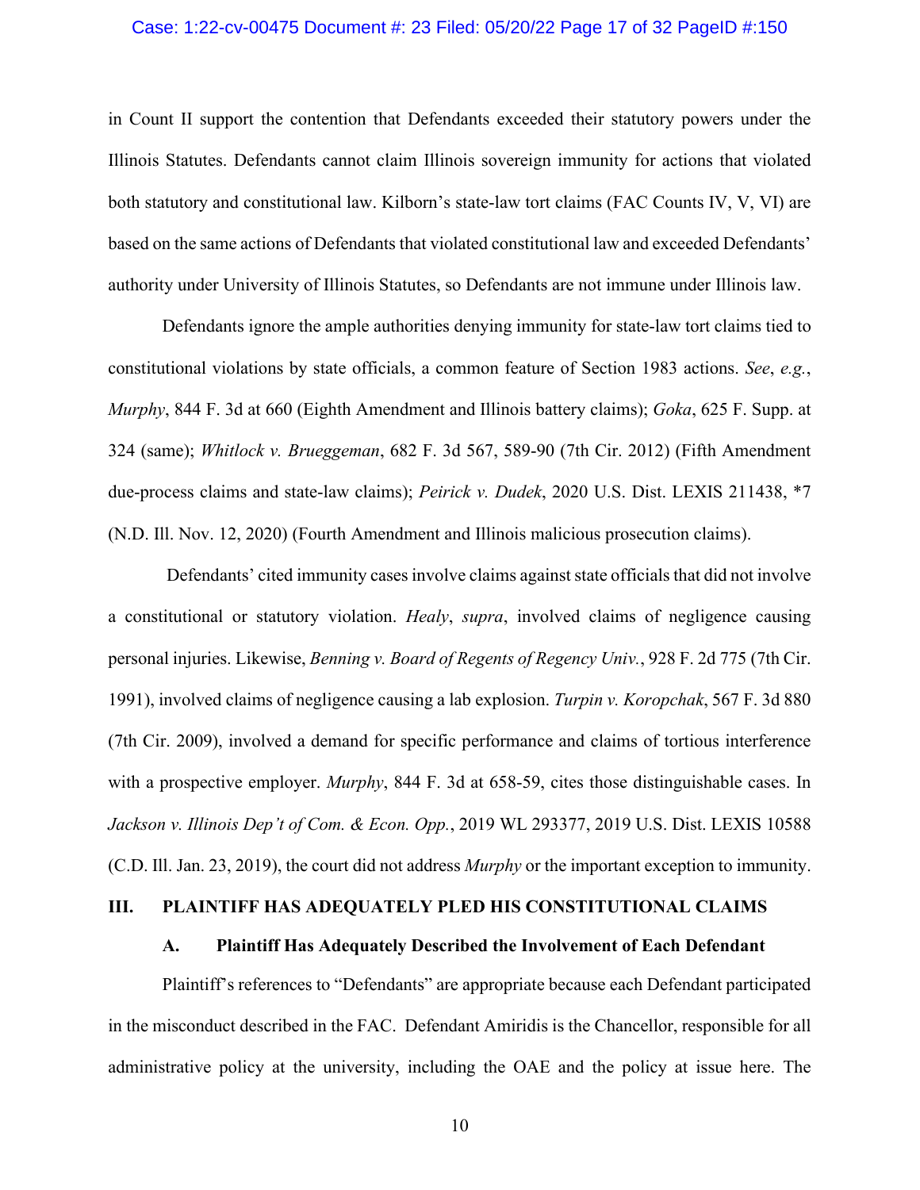in Count II support the contention that Defendants exceeded their statutory powers under the Illinois Statutes. Defendants cannot claim Illinois sovereign immunity for actions that violated both statutory and constitutional law. Kilborn's state-law tort claims (FAC Counts IV, V, VI) are based on the same actions of Defendants that violated constitutional law and exceeded Defendants' authority under University of Illinois Statutes, so Defendants are not immune under Illinois law.

Defendants ignore the ample authorities denying immunity for state-law tort claims tied to constitutional violations by state officials, a common feature of Section 1983 actions. *See*, *e.g.*, *Murphy*, 844 F. 3d at 660 (Eighth Amendment and Illinois battery claims); *Goka*, 625 F. Supp. at 324 (same); *Whitlock v. Brueggeman*, 682 F. 3d 567, 589-90 (7th Cir. 2012) (Fifth Amendment due-process claims and state-law claims); *Peirick v. Dudek*, 2020 U.S. Dist. LEXIS 211438, *7 (N.D. Ill. Nov. 12, 2020) (Fourth Amendment and Illinois malicious prosecution claims).

Defendants' cited immunity cases involve claims against state officials that did not involve a constitutional or statutory violation. *Healy*, *supra*, involved claims of negligence causing personal injuries. Likewise, *Benning v. Board of Regents of Regency Univ.*, 928 F. 2d 775 (7th Cir. 1991), involved claims of negligence causing a lab explosion. *Turpin v. Koropchak*, 567 F. 3d 880 (7th Cir. 2009), involved a demand for specific performance and claims of tortious interference with a prospective employer. *Murphy*, 844 F. 3d at 658-59, cites those distinguishable cases. In *Jackson v. Illinois Dep't of Com. & Econ. Opp.*, 2019 WL 293377, 2019 U.S. Dist. LEXIS 10588 (C.D. Ill. Jan. 23, 2019), the court did not address *Murphy* or the important exception to immunity.

## III. PLAINTIFF HAS ADEQUATELY PLED HIS CONSTITUTIONAL CLAIMS

### A. Plaintiff Has Adequately Described the Involvement of Each Defendant

Plaintiff's references to "Defendants" are appropriate because each Defendant participated in the misconduct described in the FAC. Defendant Amiridis is the Chancellor, responsible for all administrative policy at the university, including the OAE and the policy at issue here. The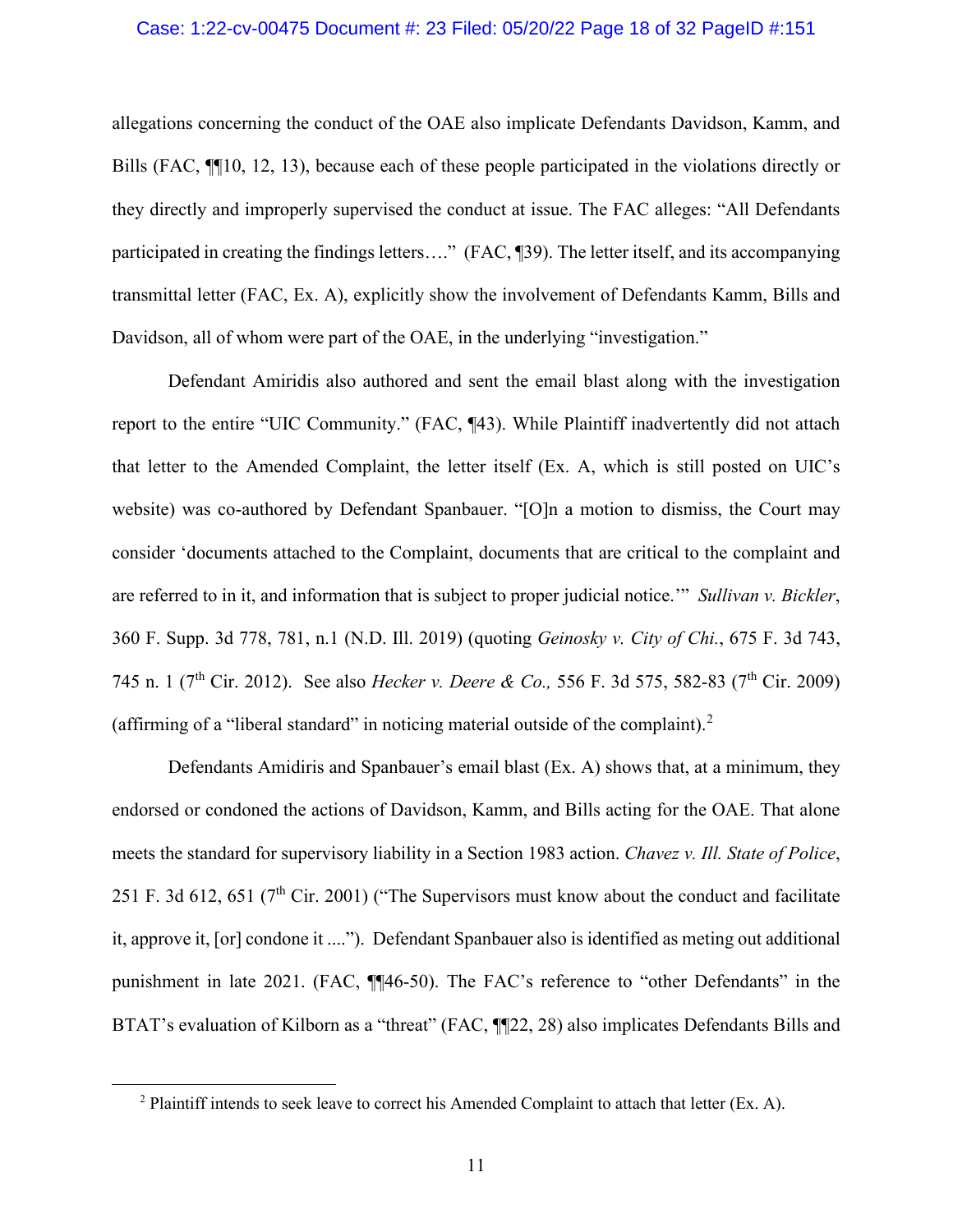allegations concerning the conduct of the OAE also implicate Defendants Davidson, Kamm, and Bills (FAC, ¶¶10, 12, 13), because each of these people participated in the violations directly or they directly and improperly supervised the conduct at issue. The FAC alleges: "All Defendants participated in creating the findings letters…." (FAC, ¶39). The letter itself, and its accompanying transmittal letter (FAC, Ex. A), explicitly show the involvement of Defendants Kamm, Bills and Davidson, all of whom were part of the OAE, in the underlying "investigation."

Defendant Amiridis also authored and sent the email blast along with the investigation report to the entire "UIC Community." (FAC, ¶43). While Plaintiff inadvertently did not attach that letter to the Amended Complaint, the letter itself (Ex. A, which is still posted on UIC's website) was co-authored by Defendant Spanbauer. "[O]n a motion to dismiss, the Court may consider 'documents attached to the Complaint, documents that are critical to the complaint and are referred to in it, and information that is subject to proper judicial notice.'" *Sullivan v. Bickler*, 360 F. Supp. 3d 778, 781, n.1 (N.D. Ill. 2019) (quoting *Geinosky v. City of Chi.*, 675 F. 3d 743, 745 n. 1 (7th Cir. 2012). See also *Hecker v. Deere & Co.,* 556 F. 3d 575, 582-83 (7th Cir. 2009) (affirming of a "liberal standard" in noticing material outside of the complaint).[2]

Defendants Amidiris and Spanbauer's email blast (Ex. A) shows that, at a minimum, they endorsed or condoned the actions of Davidson, Kamm, and Bills acting for the OAE. That alone meets the standard for supervisory liability in a Section 1983 action. *Chavez v. Ill. State of Police*, 251 F. 3d 612, 651 (7th Cir. 2001) ("The Supervisors must know about the conduct and facilitate it, approve it, [or] condone it ...."). Defendant Spanbauer also is identified as meting out additional punishment in late 2021. (FAC, ¶¶46-50). The FAC's reference to "other Defendants" in the BTAT's evaluation of Kilborn as a "threat" (FAC, ¶¶22, 28) also implicates Defendants Bills and

[2] Plaintiff intends to seek leave to correct his Amended Complaint to attach that letter (Ex. A).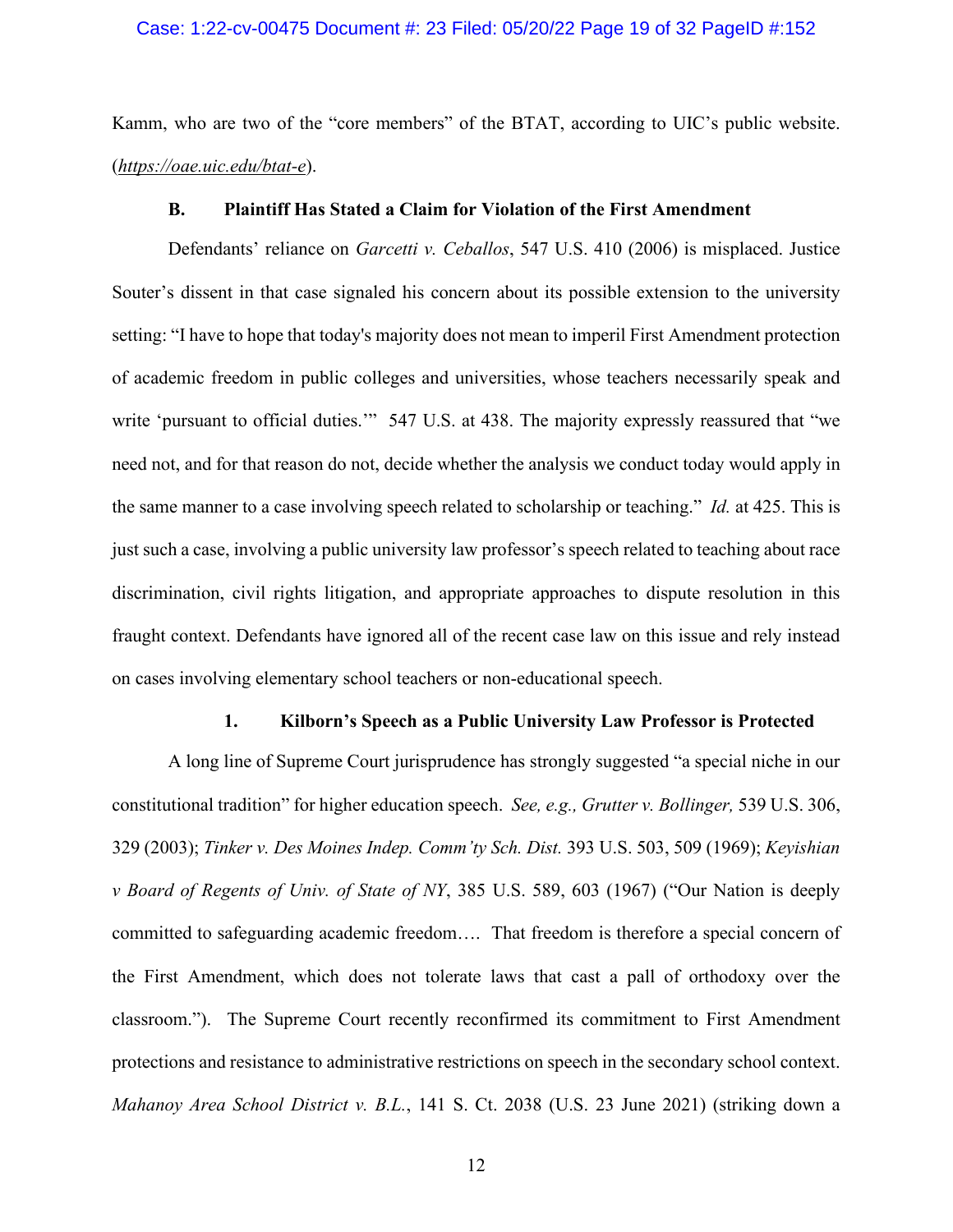Kamm, who are two of the "core members" of the BTAT, according to UIC's public website. (*https://oae.uic.edu/btat-e*).

### B. Plaintiff Has Stated a Claim for Violation of the First Amendment

Defendants' reliance on *Garcetti v. Ceballos*, 547 U.S. 410 (2006) is misplaced. Justice Souter's dissent in that case signaled his concern about its possible extension to the university setting: "I have to hope that today's majority does not mean to imperil First Amendment protection of academic freedom in public colleges and universities, whose teachers necessarily speak and write 'pursuant to official duties.'" 547 U.S. at 438. The majority expressly reassured that "we need not, and for that reason do not, decide whether the analysis we conduct today would apply in the same manner to a case involving speech related to scholarship or teaching." *Id.* at 425. This is just such a case, involving a public university law professor's speech related to teaching about race discrimination, civil rights litigation, and appropriate approaches to dispute resolution in this fraught context. Defendants have ignored all of the recent case law on this issue and rely instead on cases involving elementary school teachers or non-educational speech.

#### 1. Kilborn's Speech as a Public University Law Professor is Protected

A long line of Supreme Court jurisprudence has strongly suggested "a special niche in our constitutional tradition" for higher education speech. *See, e.g., Grutter v. Bollinger,* 539 U.S. 306, 329 (2003); *Tinker v. Des Moines Indep. Comm'ty Sch. Dist.* 393 U.S. 503, 509 (1969); *Keyishian v Board of Regents of Univ. of State of NY*, 385 U.S. 589, 603 (1967) ("Our Nation is deeply committed to safeguarding academic freedom…. That freedom is therefore a special concern of the First Amendment, which does not tolerate laws that cast a pall of orthodoxy over the classroom."). The Supreme Court recently reconfirmed its commitment to First Amendment protections and resistance to administrative restrictions on speech in the secondary school context. *Mahanoy Area School District v. B.L.*, 141 S. Ct. 2038 (U.S. 23 June 2021) (striking down a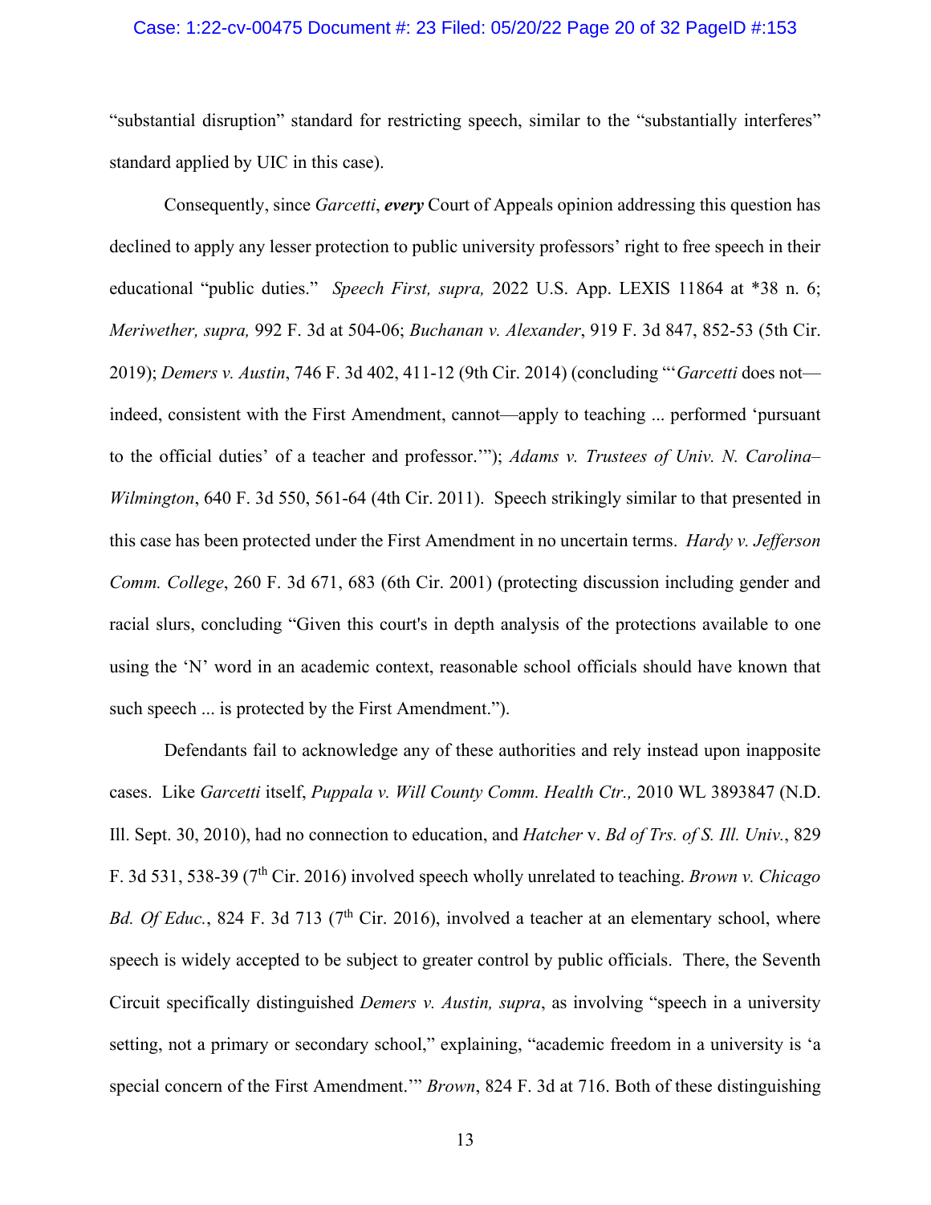"substantial disruption" standard for restricting speech, similar to the "substantially interferes" standard applied by UIC in this case).

Consequently, since *Garcetti*, ***every*** Court of Appeals opinion addressing this question has declined to apply any lesser protection to public university professors' right to free speech in their educational "public duties." *Speech First, supra,* 2022 U.S. App. LEXIS 11864 at *38 n. 6; *Meriwether, supra,* 992 F. 3d at 504-06; *Buchanan v. Alexander*, 919 F. 3d 847, 852-53 (5th Cir. 2019); *Demers v. Austin*, 746 F. 3d 402, 411-12 (9th Cir. 2014) (concluding "'*Garcetti* does not—indeed, consistent with the First Amendment, cannot—apply to teaching ... performed 'pursuant to the official duties' of a teacher and professor.'"); *Adams v. Trustees of Univ. N. Carolina–Wilmington*, 640 F. 3d 550, 561-64 (4th Cir. 2011). Speech strikingly similar to that presented in this case has been protected under the First Amendment in no uncertain terms. *Hardy v. Jefferson Comm. College*, 260 F. 3d 671, 683 (6th Cir. 2001) (protecting discussion including gender and racial slurs, concluding "Given this court's in depth analysis of the protections available to one using the 'N' word in an academic context, reasonable school officials should have known that such speech ... is protected by the First Amendment.").

Defendants fail to acknowledge any of these authorities and rely instead upon inapposite cases. Like *Garcetti* itself, *Puppala v. Will County Comm. Health Ctr.,* 2010 WL 3893847 (N.D. Ill. Sept. 30, 2010), had no connection to education, and *Hatcher* v. *Bd of Trs. of S. Ill. Univ.*, 829 F. 3d 531, 538-39 (7th Cir. 2016) involved speech wholly unrelated to teaching. *Brown v. Chicago Bd. Of Educ.*, 824 F. 3d 713 (7th Cir. 2016), involved a teacher at an elementary school, where speech is widely accepted to be subject to greater control by public officials. There, the Seventh Circuit specifically distinguished *Demers v. Austin, supra*, as involving "speech in a university setting, not a primary or secondary school," explaining, "academic freedom in a university is 'a special concern of the First Amendment.'" *Brown*, 824 F. 3d at 716. Both of these distinguishing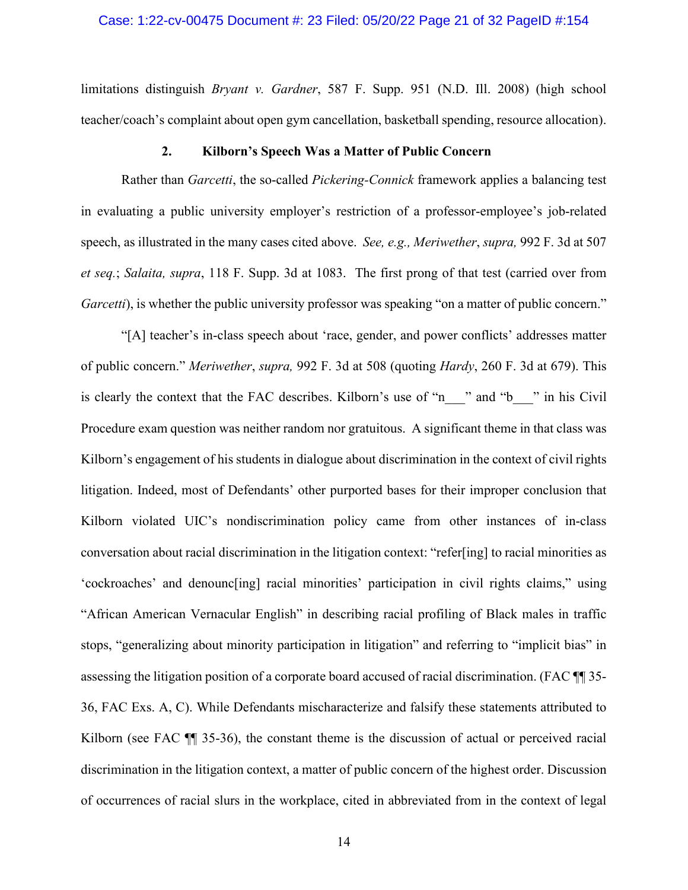limitations distinguish *Bryant v. Gardner*, 587 F. Supp. 951 (N.D. Ill. 2008) (high school teacher/coach's complaint about open gym cancellation, basketball spending, resource allocation).

### 2. Kilborn's Speech Was a Matter of Public Concern

Rather than *Garcetti*, the so-called *Pickering-Connick* framework applies a balancing test in evaluating a public university employer's restriction of a professor-employee's job-related speech, as illustrated in the many cases cited above. *See, e.g., Meriwether*, *supra,* 992 F. 3d at 507 *et seq.*; *Salaita, supra*, 118 F. Supp. 3d at 1083. The first prong of that test (carried over from *Garcetti*), is whether the public university professor was speaking "on a matter of public concern."

"[A] teacher's in-class speech about 'race, gender, and power conflicts' addresses matter of public concern." *Meriwether*, *supra,* 992 F. 3d at 508 (quoting *Hardy*, 260 F. 3d at 679). This is clearly the context that the FAC describes. Kilborn's use of "n___" and "b___" in his Civil Procedure exam question was neither random nor gratuitous. A significant theme in that class was Kilborn's engagement of his students in dialogue about discrimination in the context of civil rights litigation. Indeed, most of Defendants' other purported bases for their improper conclusion that Kilborn violated UIC's nondiscrimination policy came from other instances of in-class conversation about racial discrimination in the litigation context: "refer[ing] to racial minorities as 'cockroaches' and denounc[ing] racial minorities' participation in civil rights claims," using "African American Vernacular English" in describing racial profiling of Black males in traffic stops, "generalizing about minority participation in litigation" and referring to "implicit bias" in assessing the litigation position of a corporate board accused of racial discrimination. (FAC ¶¶ 35-36, FAC Exs. A, C). While Defendants mischaracterize and falsify these statements attributed to Kilborn (see FAC ¶¶ 35-36), the constant theme is the discussion of actual or perceived racial discrimination in the litigation context, a matter of public concern of the highest order. Discussion of occurrences of racial slurs in the workplace, cited in abbreviated from in the context of legal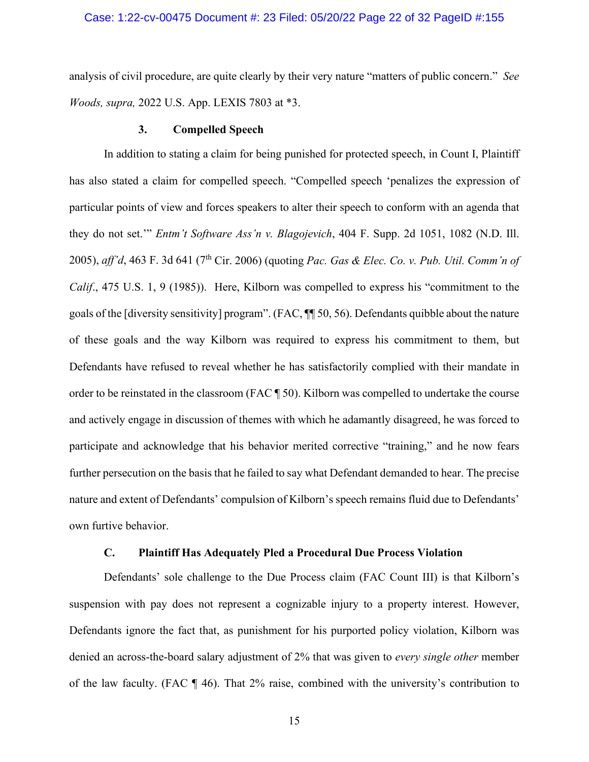analysis of civil procedure, are quite clearly by their very nature "matters of public concern." *See Woods, supra,* 2022 U.S. App. LEXIS 7803 at *3.

### 3. Compelled Speech

In addition to stating a claim for being punished for protected speech, in Count I, Plaintiff has also stated a claim for compelled speech. "Compelled speech 'penalizes the expression of particular points of view and forces speakers to alter their speech to conform with an agenda that they do not set.'" *Entm't Software Ass'n v. Blagojevich*, 404 F. Supp. 2d 1051, 1082 (N.D. Ill. 2005), *aff'd*, 463 F. 3d 641 (7th Cir. 2006) (quoting *Pac. Gas & Elec. Co. v. Pub. Util. Comm'n of Calif*., 475 U.S. 1, 9 (1985)). Here, Kilborn was compelled to express his "commitment to the goals of the [diversity sensitivity] program". (FAC, ¶¶ 50, 56). Defendants quibble about the nature of these goals and the way Kilborn was required to express his commitment to them, but Defendants have refused to reveal whether he has satisfactorily complied with their mandate in order to be reinstated in the classroom (FAC ¶ 50). Kilborn was compelled to undertake the course and actively engage in discussion of themes with which he adamantly disagreed, he was forced to participate and acknowledge that his behavior merited corrective "training," and he now fears further persecution on the basis that he failed to say what Defendant demanded to hear. The precise nature and extent of Defendants' compulsion of Kilborn's speech remains fluid due to Defendants' own furtive behavior.

## C. Plaintiff Has Adequately Pled a Procedural Due Process Violation

Defendants' sole challenge to the Due Process claim (FAC Count III) is that Kilborn's suspension with pay does not represent a cognizable injury to a property interest. However, Defendants ignore the fact that, as punishment for his purported policy violation, Kilborn was denied an across-the-board salary adjustment of 2% that was given to *every single other* member of the law faculty. (FAC ¶ 46). That 2% raise, combined with the university's contribution to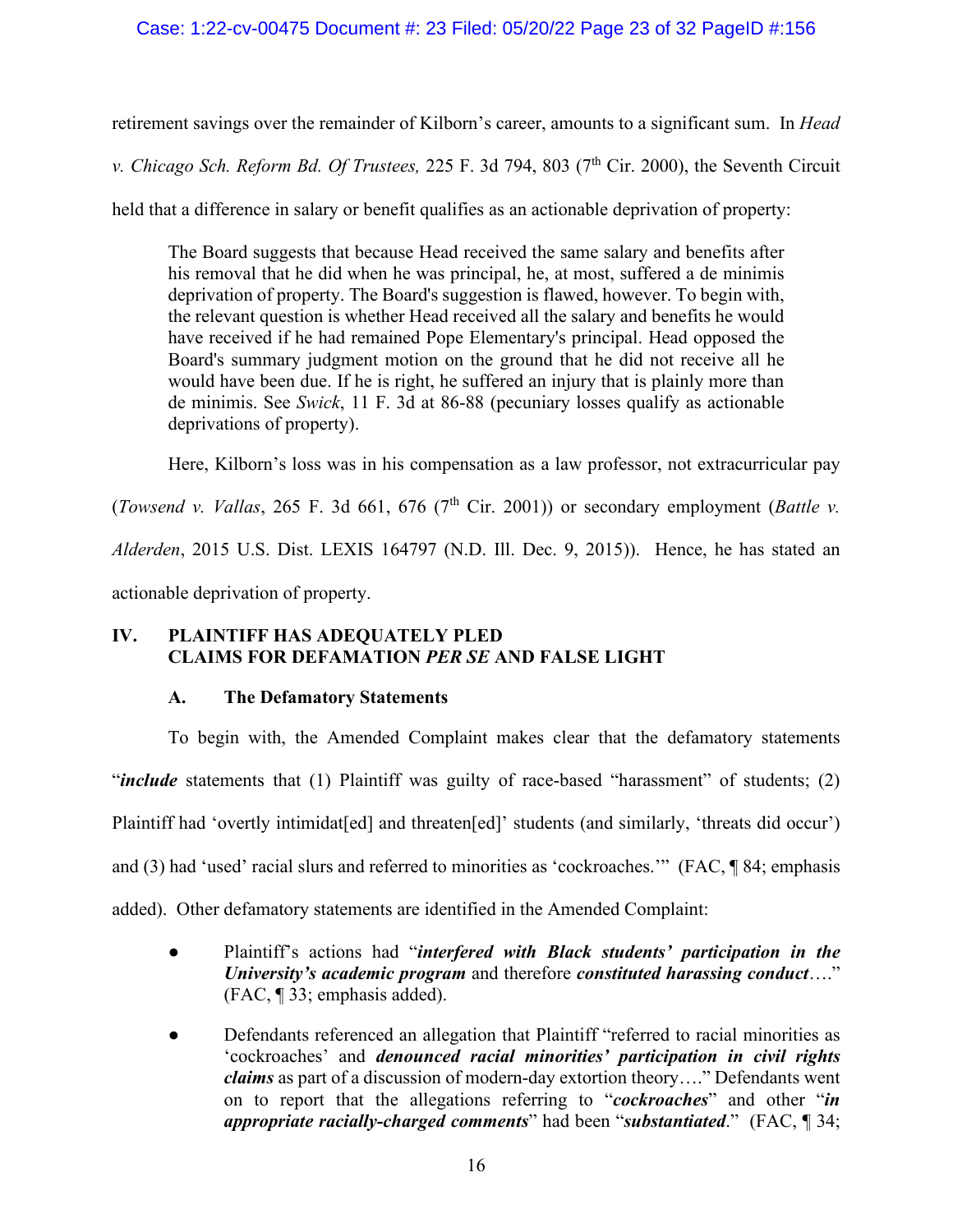retirement savings over the remainder of Kilborn's career, amounts to a significant sum. In *Head v. Chicago Sch. Reform Bd. Of Trustees,* 225 F. 3d 794, 803 (7th Cir. 2000), the Seventh Circuit held that a difference in salary or benefit qualifies as an actionable deprivation of property:

> The Board suggests that because Head received the same salary and benefits after his removal that he did when he was principal, he, at most, suffered a de minimis deprivation of property. The Board's suggestion is flawed, however. To begin with, the relevant question is whether Head received all the salary and benefits he would have received if he had remained Pope Elementary's principal. Head opposed the Board's summary judgment motion on the ground that he did not receive all he would have been due. If he is right, he suffered an injury that is plainly more than de minimis. See *Swick*, 11 F. 3d at 86-88 (pecuniary losses qualify as actionable deprivations of property).

Here, Kilborn's loss was in his compensation as a law professor, not extracurricular pay (*Towsend v. Vallas*, 265 F. 3d 661, 676 (7th Cir. 2001)) or secondary employment (*Battle v. Alderden*, 2015 U.S. Dist. LEXIS 164797 (N.D. Ill. Dec. 9, 2015)). Hence, he has stated an actionable deprivation of property.

## IV. PLAINTIFF HAS ADEQUATELY PLED CLAIMS FOR DEFAMATION *PER SE* AND FALSE LIGHT

### A. The Defamatory Statements

To begin with, the Amended Complaint makes clear that the defamatory statements "***include*** statements that (1) Plaintiff was guilty of race-based "harassment" of students; (2) Plaintiff had 'overtly intimidat[ed] and threaten[ed]' students (and similarly, 'threats did occur') and (3) had 'used' racial slurs and referred to minorities as 'cockroaches.'" (FAC, ¶ 84; emphasis added). Other defamatory statements are identified in the Amended Complaint:

- Plaintiff's actions had "***interfered with Black students' participation in the University's academic program*** and therefore ***constituted harassing conduct***…." (FAC, ¶ 33; emphasis added).
- Defendants referenced an allegation that Plaintiff "referred to racial minorities as 'cockroaches' and ***denounced racial minorities' participation in civil rights claims*** as part of a discussion of modern-day extortion theory…." Defendants went on to report that the allegations referring to "***cockroaches***" and other "***in appropriate racially-charged comments***" had been "***substantiated***." (FAC, ¶ 34;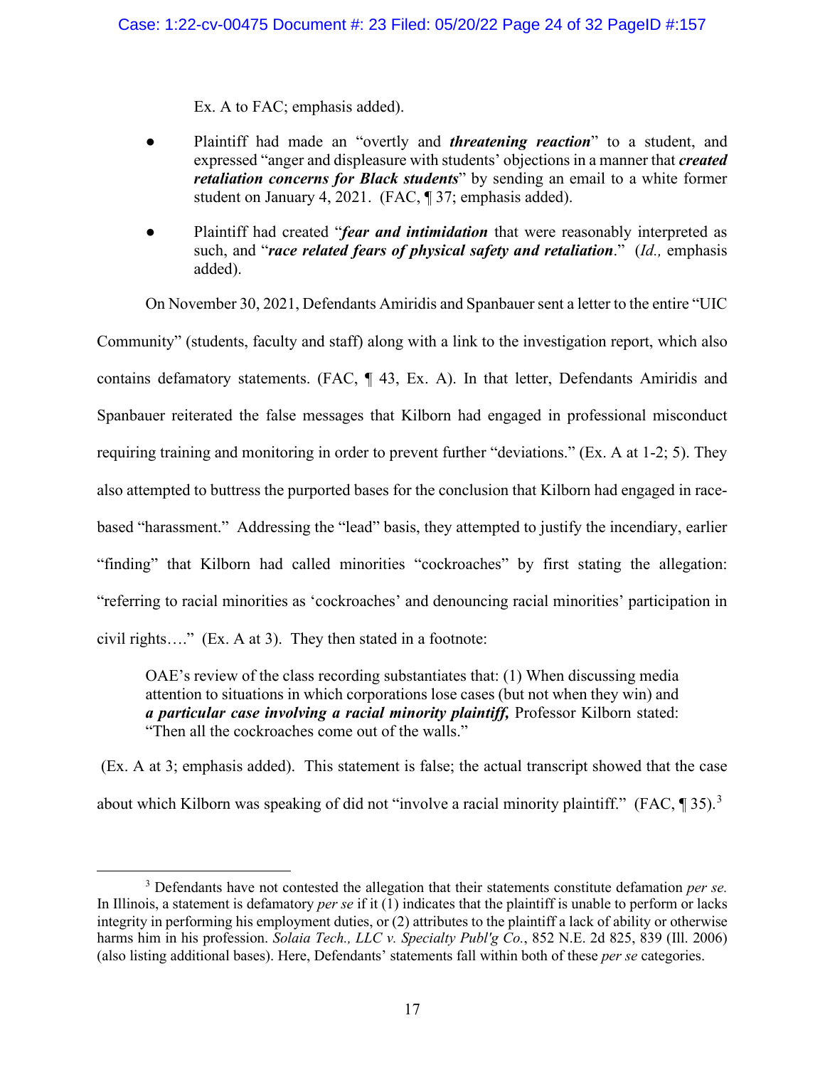Ex. A to FAC; emphasis added).

- Plaintiff had made an "overtly and ***threatening reaction***" to a student, and expressed "anger and displeasure with students' objections in a manner that ***created retaliation concerns for Black students***" by sending an email to a white former student on January 4, 2021. (FAC, ¶ 37; emphasis added).

- Plaintiff had created "***fear and intimidation*** that were reasonably interpreted as such, and "***race related fears of physical safety and retaliation***." (*Id.,* emphasis added).

On November 30, 2021, Defendants Amiridis and Spanbauer sent a letter to the entire "UIC Community" (students, faculty and staff) along with a link to the investigation report, which also contains defamatory statements. (FAC, ¶ 43, Ex. A). In that letter, Defendants Amiridis and Spanbauer reiterated the false messages that Kilborn had engaged in professional misconduct requiring training and monitoring in order to prevent further "deviations." (Ex. A at 1-2; 5). They also attempted to buttress the purported bases for the conclusion that Kilborn had engaged in race-based "harassment." Addressing the "lead" basis, they attempted to justify the incendiary, earlier "finding" that Kilborn had called minorities "cockroaches" by first stating the allegation: "referring to racial minorities as 'cockroaches' and denouncing racial minorities' participation in civil rights…." (Ex. A at 3). They then stated in a footnote:

> OAE's review of the class recording substantiates that: (1) When discussing media attention to situations in which corporations lose cases (but not when they win) and ***a particular case involving a racial minority plaintiff,*** Professor Kilborn stated: "Then all the cockroaches come out of the walls."

(Ex. A at 3; emphasis added). This statement is false; the actual transcript showed that the case about which Kilborn was speaking of did not "involve a racial minority plaintiff." (FAC, ¶ 35).[3]

---

[3] Defendants have not contested the allegation that their statements constitute defamation *per se.* In Illinois, a statement is defamatory *per se* if it (1) indicates that the plaintiff is unable to perform or lacks integrity in performing his employment duties, or (2) attributes to the plaintiff a lack of ability or otherwise harms him in his profession. *Solaia Tech., LLC v. Specialty Publ'g Co.*, 852 N.E. 2d 825, 839 (Ill. 2006) (also listing additional bases). Here, Defendants' statements fall within both of these *per se* categories.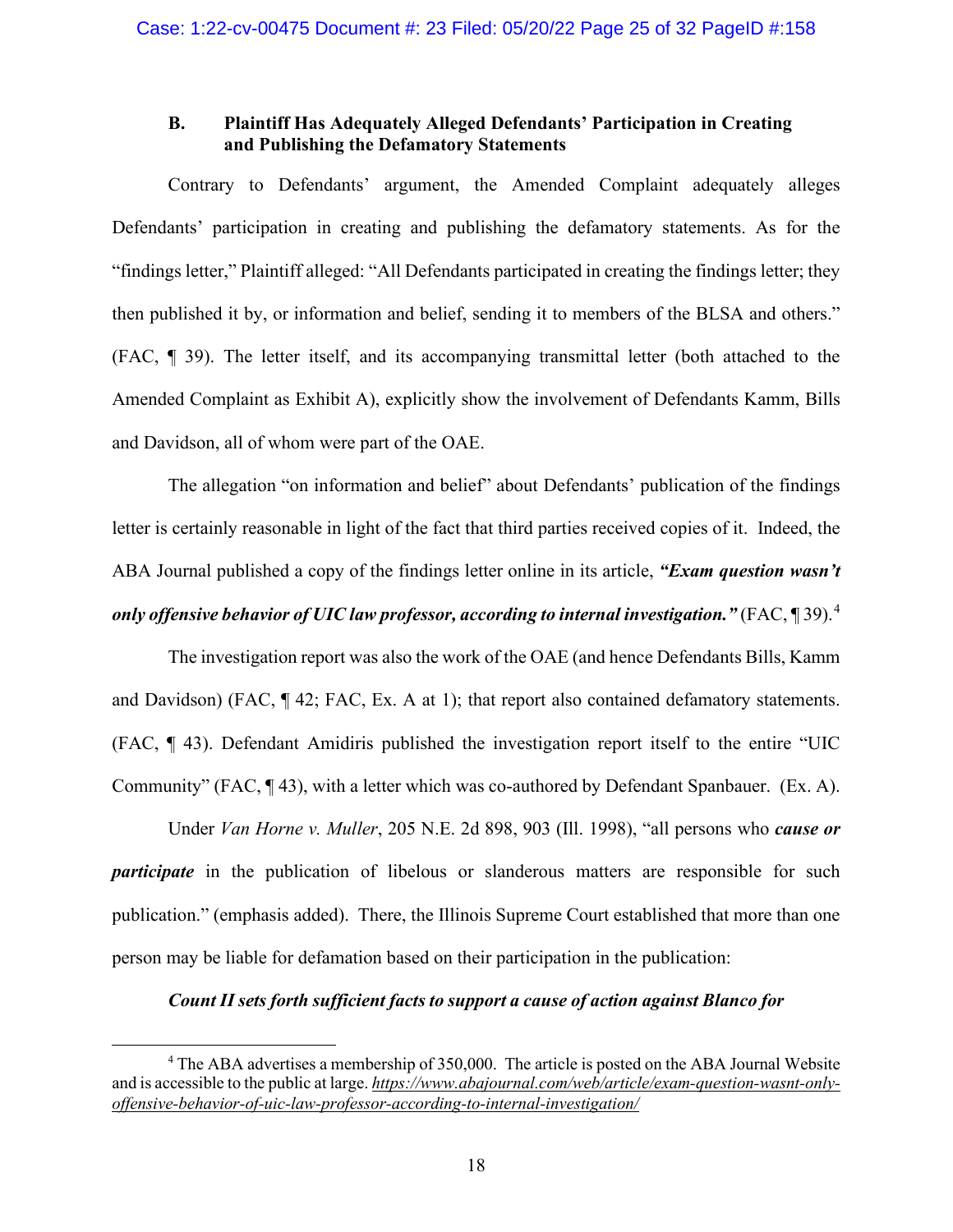### B. Plaintiff Has Adequately Alleged Defendants' Participation in Creating and Publishing the Defamatory Statements

Contrary to Defendants' argument, the Amended Complaint adequately alleges Defendants' participation in creating and publishing the defamatory statements. As for the "findings letter," Plaintiff alleged: "All Defendants participated in creating the findings letter; they then published it by, or information and belief, sending it to members of the BLSA and others." (FAC, ¶ 39). The letter itself, and its accompanying transmittal letter (both attached to the Amended Complaint as Exhibit A), explicitly show the involvement of Defendants Kamm, Bills and Davidson, all of whom were part of the OAE.

The allegation "on information and belief" about Defendants' publication of the findings letter is certainly reasonable in light of the fact that third parties received copies of it. Indeed, the ABA Journal published a copy of the findings letter online in its article, ***"Exam question wasn't only offensive behavior of UIC law professor, according to internal investigation."*** (FAC, ¶ 39).[4]

The investigation report was also the work of the OAE (and hence Defendants Bills, Kamm and Davidson) (FAC, ¶ 42; FAC, Ex. A at 1); that report also contained defamatory statements. (FAC, ¶ 43). Defendant Amidiris published the investigation report itself to the entire "UIC Community" (FAC, ¶ 43), with a letter which was co-authored by Defendant Spanbauer. (Ex. A).

Under *Van Horne v. Muller*, 205 N.E. 2d 898, 903 (Ill. 1998), "all persons who ***cause or participate*** in the publication of libelous or slanderous matters are responsible for such publication." (emphasis added). There, the Illinois Supreme Court established that more than one person may be liable for defamation based on their participation in the publication:

***Count II sets forth sufficient facts to support a cause of action against Blanco for***

[4] The ABA advertises a membership of 350,000. The article is posted on the ABA Journal Website and is accessible to the public at large. *https://www.abajournal.com/web/article/exam-question-wasnt-only-offensive-behavior-of-uic-law-professor-according-to-internal-investigation/*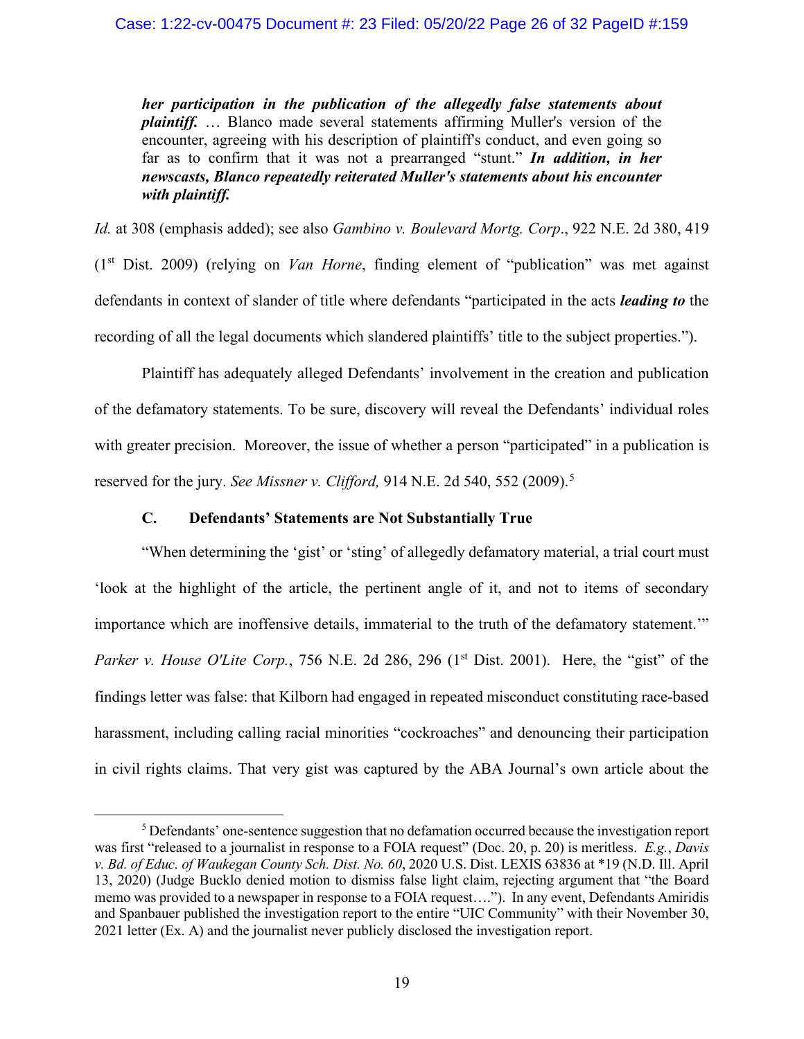> ***her participation in the publication of the allegedly false statements about plaintiff.*** … Blanco made several statements affirming Muller's version of the encounter, agreeing with his description of plaintiff's conduct, and even going so far as to confirm that it was not a prearranged "stunt." ***In addition, in her newscasts, Blanco repeatedly reiterated Muller's statements about his encounter with plaintiff.***

*Id.* at 308 (emphasis added); see also *Gambino v. Boulevard Mortg. Corp*., 922 N.E. 2d 380, 419 (1st Dist. 2009) (relying on *Van Horne*, finding element of "publication" was met against defendants in context of slander of title where defendants "participated in the acts ***leading to*** the recording of all the legal documents which slandered plaintiffs' title to the subject properties.").

Plaintiff has adequately alleged Defendants' involvement in the creation and publication of the defamatory statements. To be sure, discovery will reveal the Defendants' individual roles with greater precision. Moreover, the issue of whether a person "participated" in a publication is reserved for the jury. *See Missner v. Clifford,* 914 N.E. 2d 540, 552 (2009).[5]

### C. Defendants' Statements are Not Substantially True

"When determining the 'gist' or 'sting' of allegedly defamatory material, a trial court must 'look at the highlight of the article, the pertinent angle of it, and not to items of secondary importance which are inoffensive details, immaterial to the truth of the defamatory statement.'" *Parker v. House O'Lite Corp.*, 756 N.E. 2d 286, 296 (1st Dist. 2001). Here, the "gist" of the findings letter was false: that Kilborn had engaged in repeated misconduct constituting race-based harassment, including calling racial minorities "cockroaches" and denouncing their participation in civil rights claims. That very gist was captured by the ABA Journal's own article about the

---

[5] Defendants' one-sentence suggestion that no defamation occurred because the investigation report was first "released to a journalist in response to a FOIA request" (Doc. 20, p. 20) is meritless. *E.g.*, *Davis v. Bd. of Educ. of Waukegan County Sch. Dist. No. 60*, 2020 U.S. Dist. LEXIS 63836 at *19 (N.D. Ill. April 13, 2020) (Judge Bucklo denied motion to dismiss false light claim, rejecting argument that "the Board memo was provided to a newspaper in response to a FOIA request…."). In any event, Defendants Amiridis and Spanbauer published the investigation report to the entire "UIC Community" with their November 30, 2021 letter (Ex. A) and the journalist never publicly disclosed the investigation report.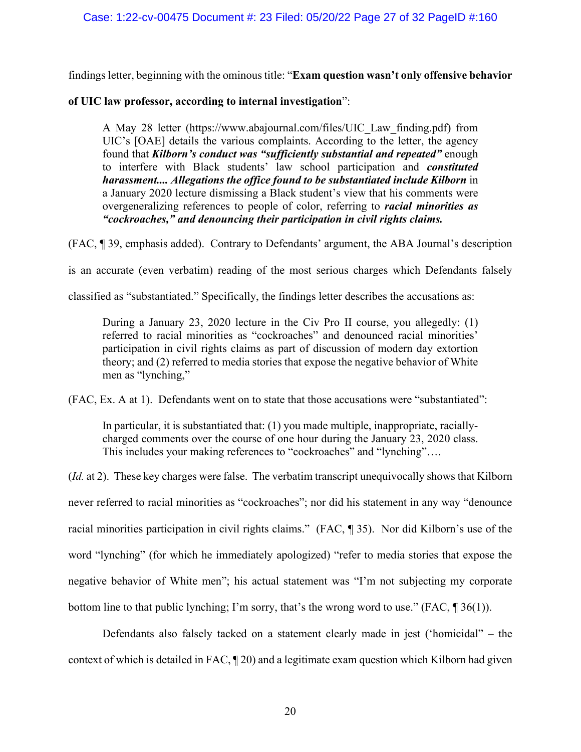findings letter, beginning with the ominous title: "**Exam question wasn't only offensive behavior of UIC law professor, according to internal investigation**":

> A May 28 letter (https://www.abajournal.com/files/UIC_Law_finding.pdf) from UIC's [OAE] details the various complaints. According to the letter, the agency found that ***Kilborn's conduct was "sufficiently substantial and repeated"*** enough to interfere with Black students' law school participation and ***constituted harassment.... Allegations the office found to be substantiated include Kilborn*** in a January 2020 lecture dismissing a Black student's view that his comments were overgeneralizing references to people of color, referring to ***racial minorities as "cockroaches," and denouncing their participation in civil rights claims.***

(FAC, ¶ 39, emphasis added). Contrary to Defendants' argument, the ABA Journal's description is an accurate (even verbatim) reading of the most serious charges which Defendants falsely classified as "substantiated." Specifically, the findings letter describes the accusations as:

> During a January 23, 2020 lecture in the Civ Pro II course, you allegedly: (1) referred to racial minorities as "cockroaches" and denounced racial minorities' participation in civil rights claims as part of discussion of modern day extortion theory; and (2) referred to media stories that expose the negative behavior of White men as "lynching,"

(FAC, Ex. A at 1). Defendants went on to state that those accusations were "substantiated":

> In particular, it is substantiated that: (1) you made multiple, inappropriate, racially-charged comments over the course of one hour during the January 23, 2020 class. This includes your making references to "cockroaches" and "lynching"….

(*Id.* at 2). These key charges were false. The verbatim transcript unequivocally shows that Kilborn never referred to racial minorities as "cockroaches"; nor did his statement in any way "denounce racial minorities participation in civil rights claims." (FAC, ¶ 35). Nor did Kilborn's use of the word "lynching" (for which he immediately apologized) "refer to media stories that expose the negative behavior of White men"; his actual statement was "I'm not subjecting my corporate bottom line to that public lynching; I'm sorry, that's the wrong word to use." (FAC, ¶ 36(1)).

Defendants also falsely tacked on a statement clearly made in jest ('homicidal" – the context of which is detailed in FAC, ¶ 20) and a legitimate exam question which Kilborn had given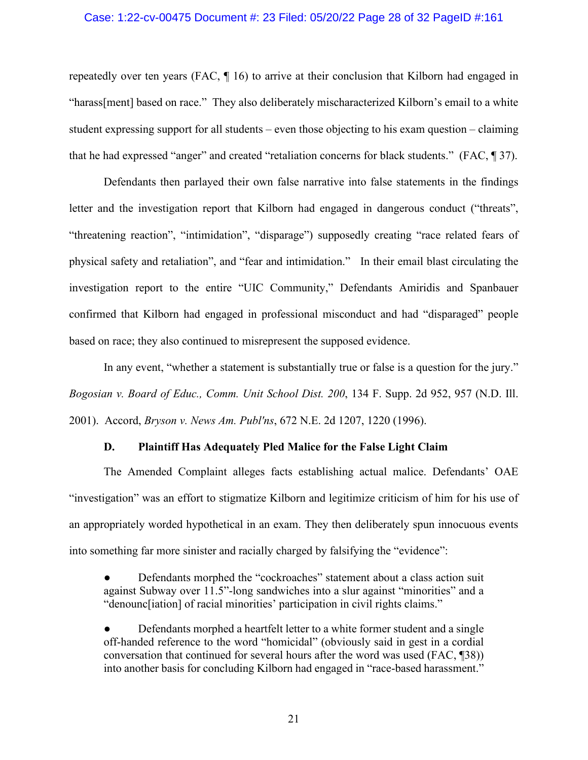repeatedly over ten years (FAC, ¶ 16) to arrive at their conclusion that Kilborn had engaged in "harass[ment] based on race." They also deliberately mischaracterized Kilborn's email to a white student expressing support for all students – even those objecting to his exam question – claiming that he had expressed "anger" and created "retaliation concerns for black students." (FAC, ¶ 37).

Defendants then parlayed their own false narrative into false statements in the findings letter and the investigation report that Kilborn had engaged in dangerous conduct ("threats", "threatening reaction", "intimidation", "disparage") supposedly creating "race related fears of physical safety and retaliation", and "fear and intimidation." In their email blast circulating the investigation report to the entire "UIC Community," Defendants Amiridis and Spanbauer confirmed that Kilborn had engaged in professional misconduct and had "disparaged" people based on race; they also continued to misrepresent the supposed evidence.

In any event, "whether a statement is substantially true or false is a question for the jury." *Bogosian v. Board of Educ., Comm. Unit School Dist. 200*, 134 F. Supp. 2d 952, 957 (N.D. Ill. 2001). Accord, *Bryson v. News Am. Publ'ns*, 672 N.E. 2d 1207, 1220 (1996).

### D. Plaintiff Has Adequately Pled Malice for the False Light Claim

The Amended Complaint alleges facts establishing actual malice. Defendants' OAE "investigation" was an effort to stigmatize Kilborn and legitimize criticism of him for his use of an appropriately worded hypothetical in an exam. They then deliberately spun innocuous events into something far more sinister and racially charged by falsifying the "evidence":

- Defendants morphed the "cockroaches" statement about a class action suit against Subway over 11.5"-long sandwiches into a slur against "minorities" and a "denounc[iation] of racial minorities' participation in civil rights claims."
- Defendants morphed a heartfelt letter to a white former student and a single off-handed reference to the word "homicidal" (obviously said in gest in a cordial conversation that continued for several hours after the word was used (FAC, ¶38)) into another basis for concluding Kilborn had engaged in "race-based harassment."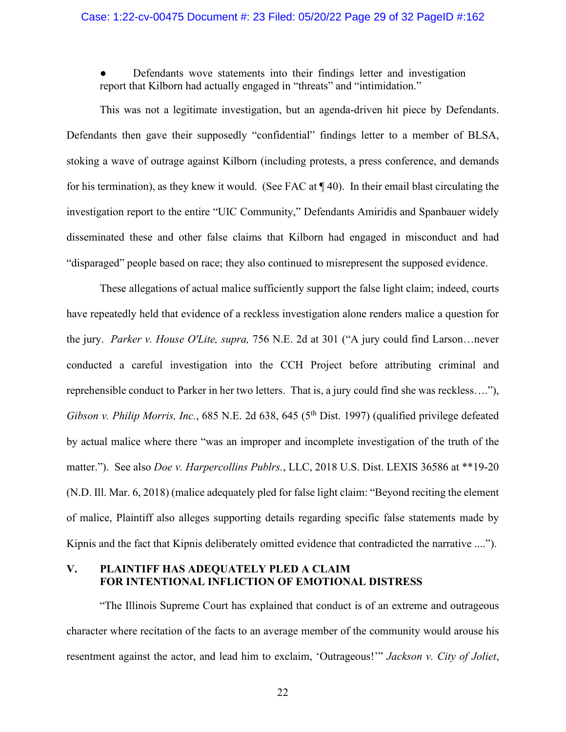- Defendants wove statements into their findings letter and investigation report that Kilborn had actually engaged in "threats" and "intimidation."

This was not a legitimate investigation, but an agenda-driven hit piece by Defendants. Defendants then gave their supposedly "confidential" findings letter to a member of BLSA, stoking a wave of outrage against Kilborn (including protests, a press conference, and demands for his termination), as they knew it would. (See FAC at ¶ 40). In their email blast circulating the investigation report to the entire "UIC Community," Defendants Amiridis and Spanbauer widely disseminated these and other false claims that Kilborn had engaged in misconduct and had "disparaged" people based on race; they also continued to misrepresent the supposed evidence.

These allegations of actual malice sufficiently support the false light claim; indeed, courts have repeatedly held that evidence of a reckless investigation alone renders malice a question for the jury. *Parker v. House O'Lite, supra,* 756 N.E. 2d at 301 ("A jury could find Larson…never conducted a careful investigation into the CCH Project before attributing criminal and reprehensible conduct to Parker in her two letters. That is, a jury could find she was reckless…."), *Gibson v. Philip Morris, Inc.*, 685 N.E. 2d 638, 645 (5th Dist. 1997) (qualified privilege defeated by actual malice where there "was an improper and incomplete investigation of the truth of the matter."). See also *Doe v. Harpercollins Publrs.*, LLC, 2018 U.S. Dist. LEXIS 36586 at **19-20 (N.D. Ill. Mar. 6, 2018) (malice adequately pled for false light claim: "Beyond reciting the element of malice, Plaintiff also alleges supporting details regarding specific false statements made by Kipnis and the fact that Kipnis deliberately omitted evidence that contradicted the narrative ....").

## V. PLAINTIFF HAS ADEQUATELY PLED A CLAIM FOR INTENTIONAL INFLICTION OF EMOTIONAL DISTRESS

"The Illinois Supreme Court has explained that conduct is of an extreme and outrageous character where recitation of the facts to an average member of the community would arouse his resentment against the actor, and lead him to exclaim, 'Outrageous!'" *Jackson v. City of Joliet*,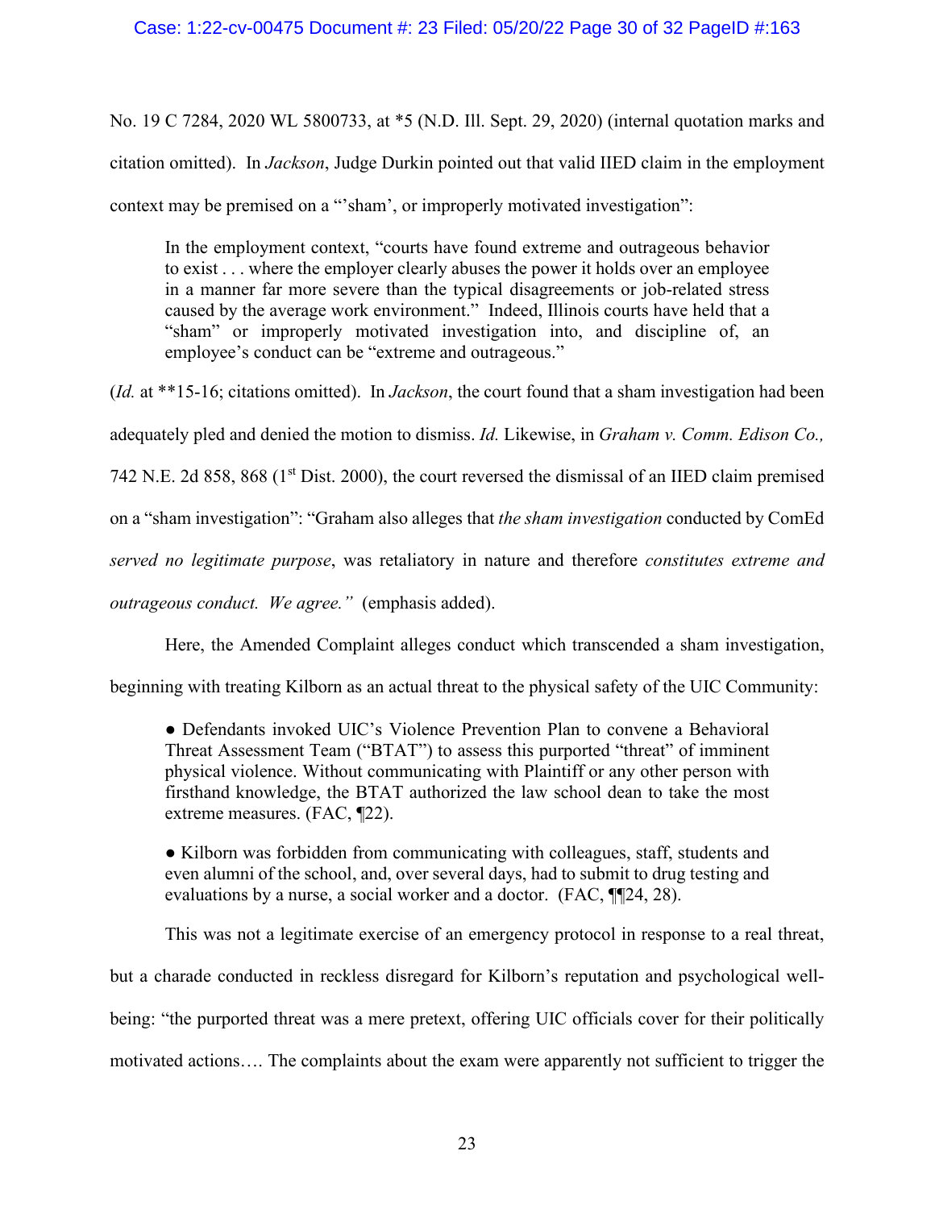No. 19 C 7284, 2020 WL 5800733, at *5 (N.D. Ill. Sept. 29, 2020) (internal quotation marks and citation omitted). In *Jackson*, Judge Durkin pointed out that valid IIED claim in the employment context may be premised on a "'sham', or improperly motivated investigation":

> In the employment context, "courts have found extreme and outrageous behavior to exist . . . where the employer clearly abuses the power it holds over an employee in a manner far more severe than the typical disagreements or job-related stress caused by the average work environment." Indeed, Illinois courts have held that a "sham" or improperly motivated investigation into, and discipline of, an employee's conduct can be "extreme and outrageous."

(*Id.* at **15-16; citations omitted). In *Jackson*, the court found that a sham investigation had been adequately pled and denied the motion to dismiss. *Id.* Likewise, in *Graham v. Comm. Edison Co.,* 742 N.E. 2d 858, 868 (1st Dist. 2000), the court reversed the dismissal of an IIED claim premised on a "sham investigation": "Graham also alleges that *the sham investigation* conducted by ComEd *served no legitimate purpose*, was retaliatory in nature and therefore *constitutes extreme and outrageous conduct. We agree."* (emphasis added).

Here, the Amended Complaint alleges conduct which transcended a sham investigation, beginning with treating Kilborn as an actual threat to the physical safety of the UIC Community:

> ● Defendants invoked UIC's Violence Prevention Plan to convene a Behavioral Threat Assessment Team ("BTAT") to assess this purported "threat" of imminent physical violence. Without communicating with Plaintiff or any other person with firsthand knowledge, the BTAT authorized the law school dean to take the most extreme measures. (FAC, ¶22).
>
> ● Kilborn was forbidden from communicating with colleagues, staff, students and even alumni of the school, and, over several days, had to submit to drug testing and evaluations by a nurse, a social worker and a doctor. (FAC, ¶¶24, 28).

This was not a legitimate exercise of an emergency protocol in response to a real threat, but a charade conducted in reckless disregard for Kilborn's reputation and psychological well-being: "the purported threat was a mere pretext, offering UIC officials cover for their politically motivated actions…. The complaints about the exam were apparently not sufficient to trigger the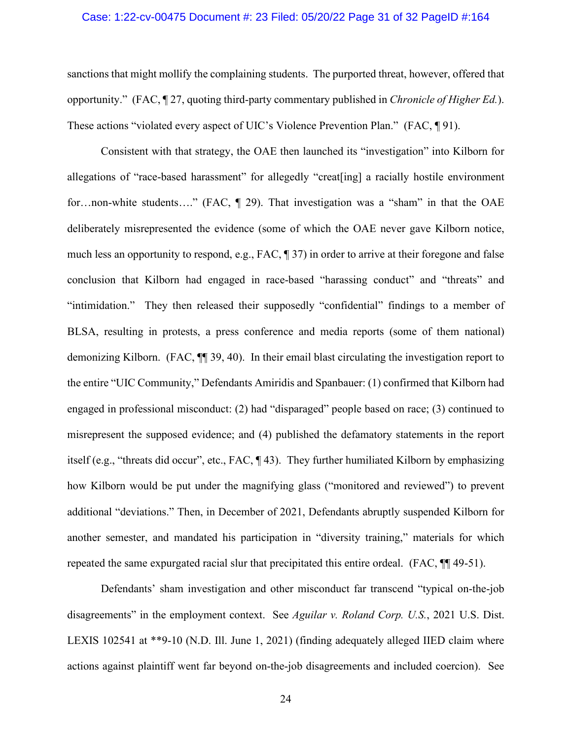sanctions that might mollify the complaining students. The purported threat, however, offered that opportunity." (FAC, ¶ 27, quoting third-party commentary published in *Chronicle of Higher Ed.*). These actions "violated every aspect of UIC's Violence Prevention Plan." (FAC, ¶ 91).

Consistent with that strategy, the OAE then launched its "investigation" into Kilborn for allegations of "race-based harassment" for allegedly "creat[ing] a racially hostile environment for…non-white students…." (FAC, ¶ 29). That investigation was a "sham" in that the OAE deliberately misrepresented the evidence (some of which the OAE never gave Kilborn notice, much less an opportunity to respond, e.g., FAC, ¶ 37) in order to arrive at their foregone and false conclusion that Kilborn had engaged in race-based "harassing conduct" and "threats" and "intimidation." They then released their supposedly "confidential" findings to a member of BLSA, resulting in protests, a press conference and media reports (some of them national) demonizing Kilborn. (FAC, ¶¶ 39, 40). In their email blast circulating the investigation report to the entire "UIC Community," Defendants Amiridis and Spanbauer: (1) confirmed that Kilborn had engaged in professional misconduct: (2) had "disparaged" people based on race; (3) continued to misrepresent the supposed evidence; and (4) published the defamatory statements in the report itself (e.g., "threats did occur", etc., FAC, ¶ 43). They further humiliated Kilborn by emphasizing how Kilborn would be put under the magnifying glass ("monitored and reviewed") to prevent additional "deviations." Then, in December of 2021, Defendants abruptly suspended Kilborn for another semester, and mandated his participation in "diversity training," materials for which repeated the same expurgated racial slur that precipitated this entire ordeal. (FAC, ¶¶ 49-51).

Defendants' sham investigation and other misconduct far transcend "typical on-the-job disagreements" in the employment context. See *Aguilar v. Roland Corp. U.S.*, 2021 U.S. Dist. LEXIS 102541 at **9-10 (N.D. Ill. June 1, 2021) (finding adequately alleged IIED claim where actions against plaintiff went far beyond on-the-job disagreements and included coercion). See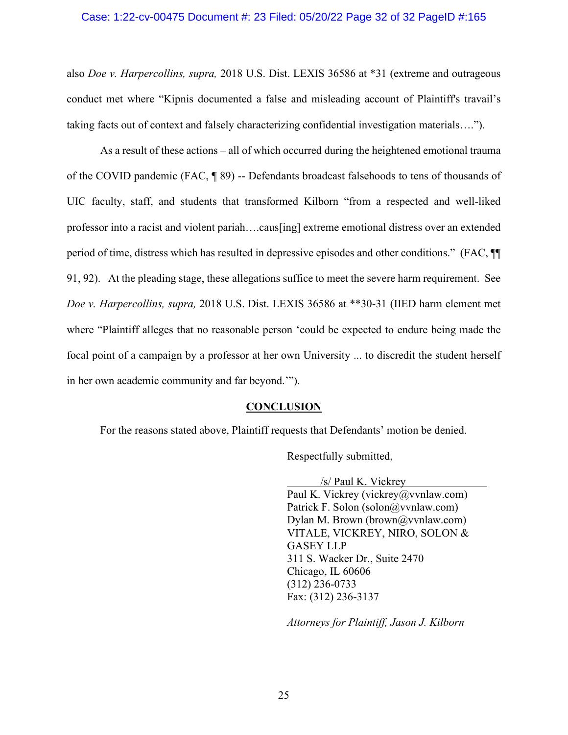also *Doe v. Harpercollins, supra,* 2018 U.S. Dist. LEXIS 36586 at *31 (extreme and outrageous conduct met where "Kipnis documented a false and misleading account of Plaintiff's travail's taking facts out of context and falsely characterizing confidential investigation materials….").

As a result of these actions – all of which occurred during the heightened emotional trauma of the COVID pandemic (FAC, ¶ 89) -- Defendants broadcast falsehoods to tens of thousands of UIC faculty, staff, and students that transformed Kilborn "from a respected and well-liked professor into a racist and violent pariah….caus[ing] extreme emotional distress over an extended period of time, distress which has resulted in depressive episodes and other conditions." (FAC, ¶¶ 91, 92). At the pleading stage, these allegations suffice to meet the severe harm requirement. See *Doe v. Harpercollins, supra,* 2018 U.S. Dist. LEXIS 36586 at **30-31 (IIED harm element met where "Plaintiff alleges that no reasonable person 'could be expected to endure being made the focal point of a campaign by a professor at her own University ... to discredit the student herself in her own academic community and far beyond.'").

## CONCLUSION

For the reasons stated above, Plaintiff requests that Defendants' motion be denied.

Respectfully submitted,

/s/ Paul K. Vickrey
Paul K. Vickrey (vickrey@vvnlaw.com)
Patrick F. Solon (solon@vvnlaw.com)
Dylan M. Brown (brown@vvnlaw.com)
VITALE, VICKREY, NIRO, SOLON & GASEY LLP
311 S. Wacker Dr., Suite 2470
Chicago, IL 60606
(312) 236-0733
Fax: (312) 236-3137

*Attorneys for Plaintiff, Jason J. Kilborn*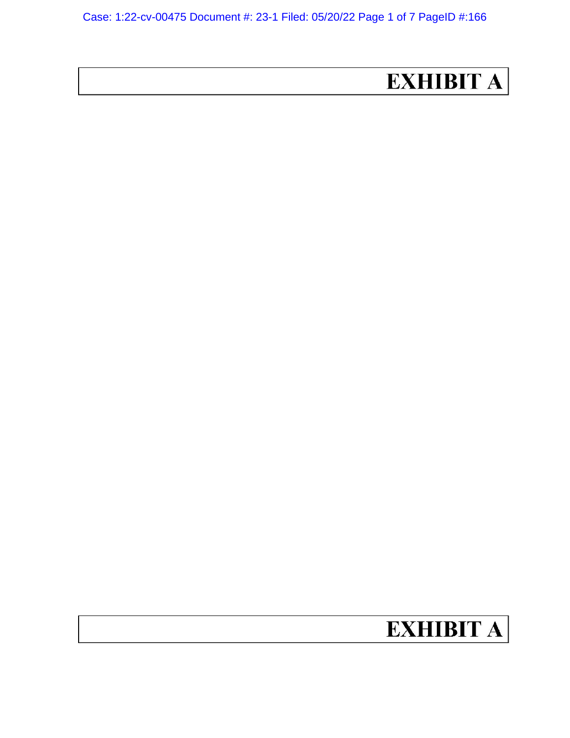# EXHIBIT A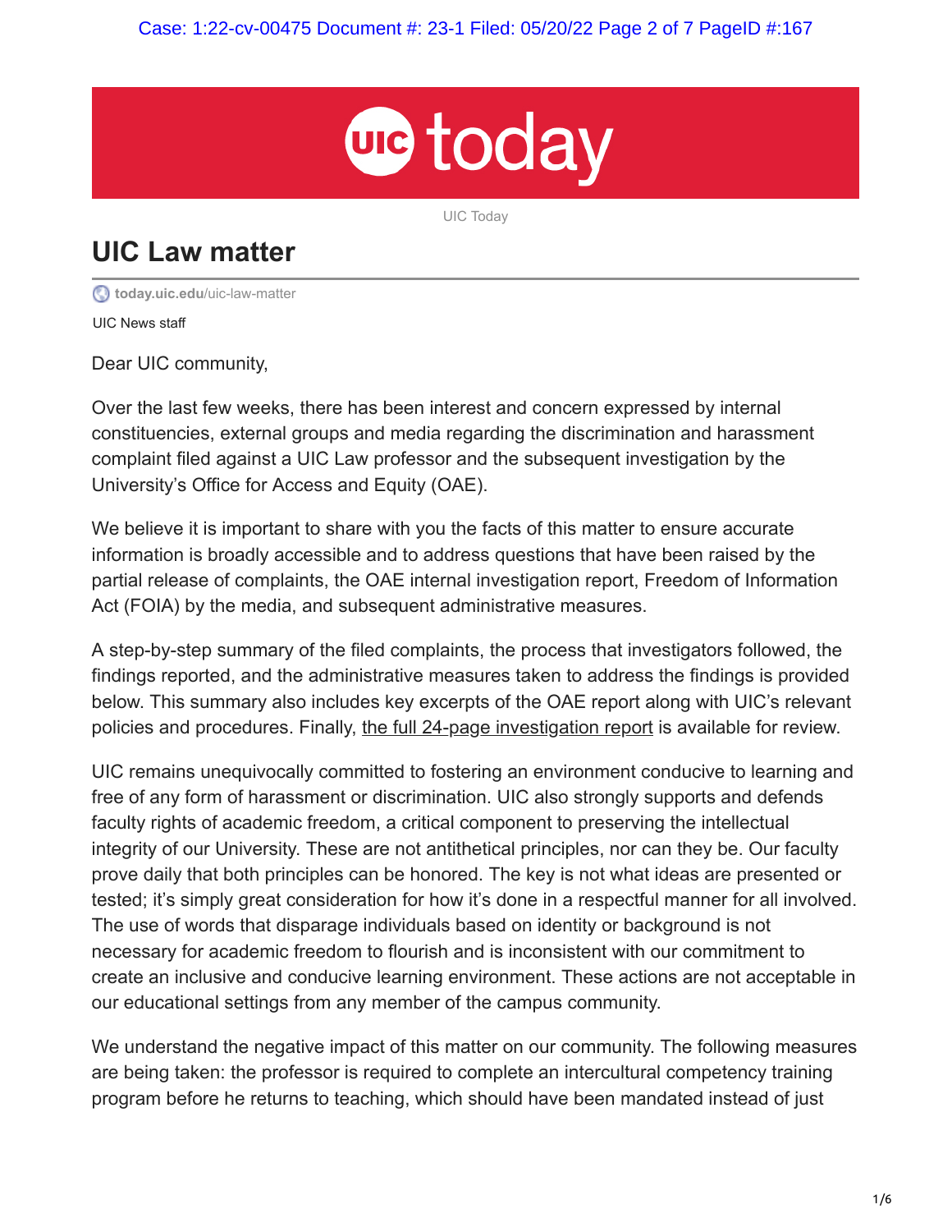UIC Today

# UIC Law matter

today.uic.edu/uic-law-matter

UIC News staff

Dear UIC community,

Over the last few weeks, there has been interest and concern expressed by internal constituencies, external groups and media regarding the discrimination and harassment complaint filed against a UIC Law professor and the subsequent investigation by the University's Office for Access and Equity (OAE).

We believe it is important to share with you the facts of this matter to ensure accurate information is broadly accessible and to address questions that have been raised by the partial release of complaints, the OAE internal investigation report, Freedom of Information Act (FOIA) by the media, and subsequent administrative measures.

A step-by-step summary of the filed complaints, the process that investigators followed, the findings reported, and the administrative measures taken to address the findings is provided below. This summary also includes key excerpts of the OAE report along with UIC's relevant policies and procedures. Finally, the full 24-page investigation report is available for review.

UIC remains unequivocally committed to fostering an environment conducive to learning and free of any form of harassment or discrimination. UIC also strongly supports and defends faculty rights of academic freedom, a critical component to preserving the intellectual integrity of our University. These are not antithetical principles, nor can they be. Our faculty prove daily that both principles can be honored. The key is not what ideas are presented or tested; it's simply great consideration for how it's done in a respectful manner for all involved. The use of words that disparage individuals based on identity or background is not necessary for academic freedom to flourish and is inconsistent with our commitment to create an inclusive and conducive learning environment. These actions are not acceptable in our educational settings from any member of the campus community.

We understand the negative impact of this matter on our community. The following measures are being taken: the professor is required to complete an intercultural competency training program before he returns to teaching, which should have been mandated instead of just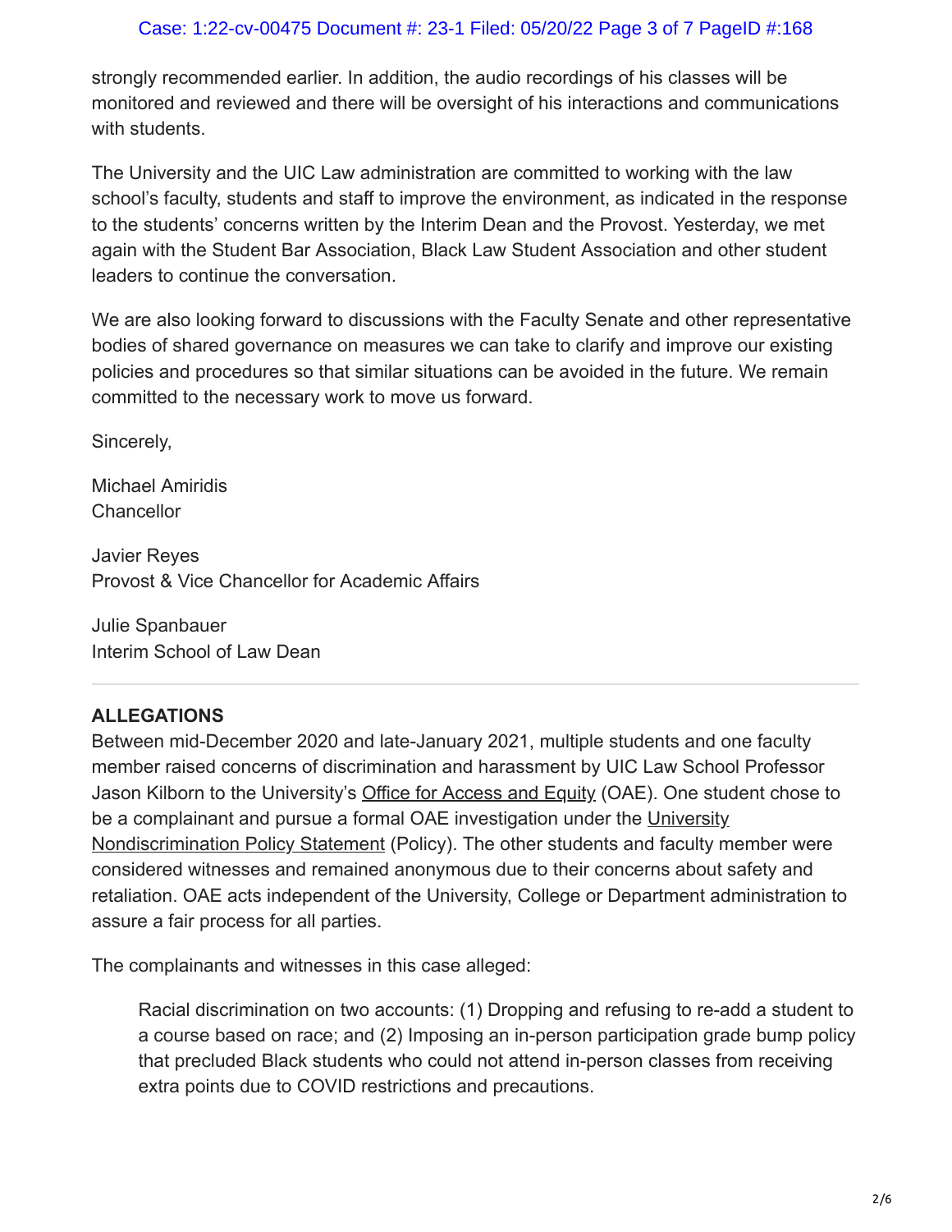strongly recommended earlier. In addition, the audio recordings of his classes will be monitored and reviewed and there will be oversight of his interactions and communications with students.

The University and the UIC Law administration are committed to working with the law school's faculty, students and staff to improve the environment, as indicated in the response to the students' concerns written by the Interim Dean and the Provost. Yesterday, we met again with the Student Bar Association, Black Law Student Association and other student leaders to continue the conversation.

We are also looking forward to discussions with the Faculty Senate and other representative bodies of shared governance on measures we can take to clarify and improve our existing policies and procedures so that similar situations can be avoided in the future. We remain committed to the necessary work to move us forward.

Sincerely,

Michael Amiridis
Chancellor

Javier Reyes
Provost & Vice Chancellor for Academic Affairs

Julie Spanbauer
Interim School of Law Dean

---

**ALLEGATIONS**

Between mid-December 2020 and late-January 2021, multiple students and one faculty member raised concerns of discrimination and harassment by UIC Law School Professor Jason Kilborn to the University's Office for Access and Equity (OAE). One student chose to be a complainant and pursue a formal OAE investigation under the University Nondiscrimination Policy Statement (Policy). The other students and faculty member were considered witnesses and remained anonymous due to their concerns about safety and retaliation. OAE acts independent of the University, College or Department administration to assure a fair process for all parties.

The complainants and witnesses in this case alleged:

> Racial discrimination on two accounts: (1) Dropping and refusing to re-add a student to a course based on race; and (2) Imposing an in-person participation grade bump policy that precluded Black students who could not attend in-person classes from receiving extra points due to COVID restrictions and precautions.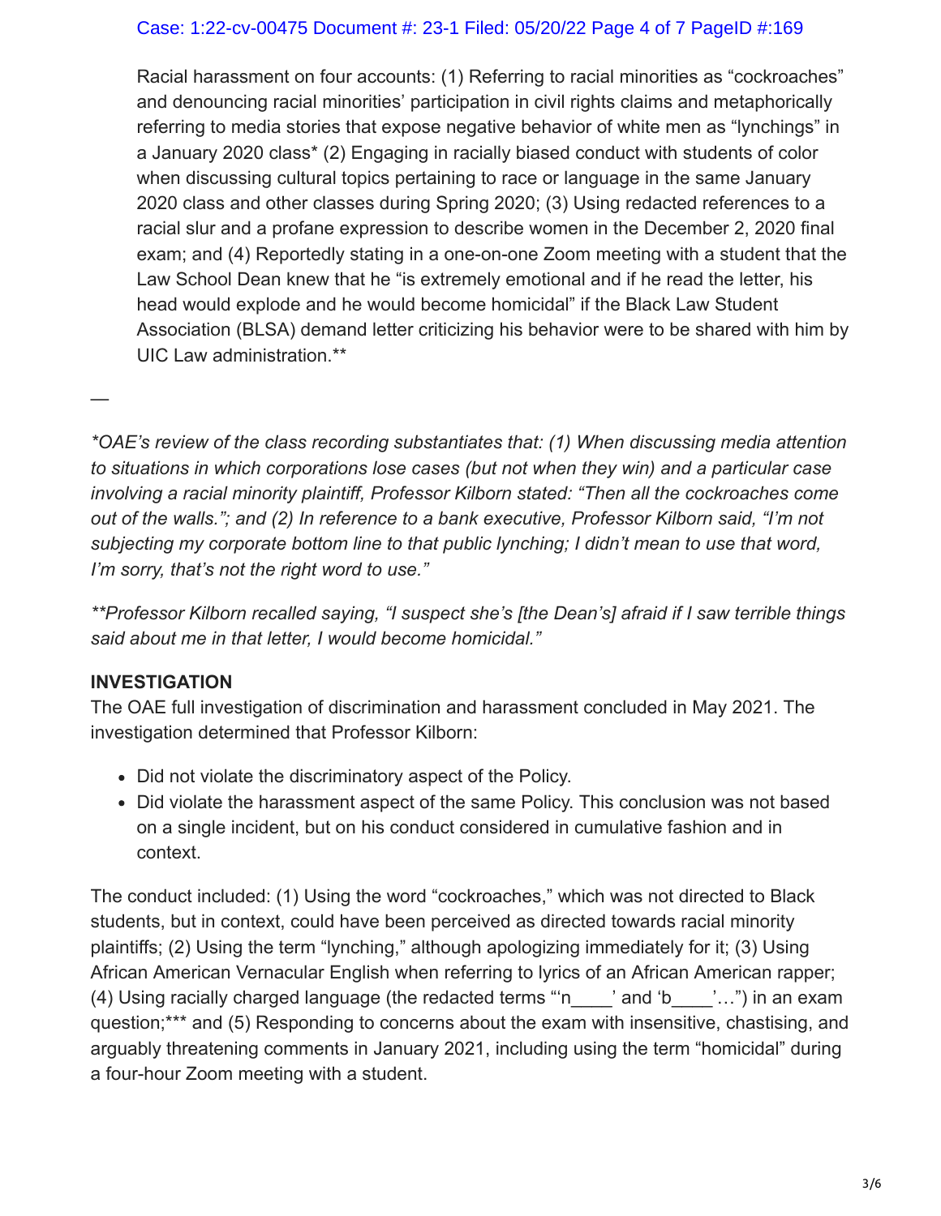Racial harassment on four accounts: (1) Referring to racial minorities as "cockroaches" and denouncing racial minorities' participation in civil rights claims and metaphorically referring to media stories that expose negative behavior of white men as "lynchings" in a January 2020 class* (2) Engaging in racially biased conduct with students of color when discussing cultural topics pertaining to race or language in the same January 2020 class and other classes during Spring 2020; (3) Using redacted references to a racial slur and a profane expression to describe women in the December 2, 2020 final exam; and (4) Reportedly stating in a one-on-one Zoom meeting with a student that the Law School Dean knew that he "is extremely emotional and if he read the letter, his head would explode and he would become homicidal" if the Black Law Student Association (BLSA) demand letter criticizing his behavior were to be shared with him by UIC Law administration.**

—

*\*OAE's review of the class recording substantiates that: (1) When discussing media attention to situations in which corporations lose cases (but not when they win) and a particular case involving a racial minority plaintiff, Professor Kilborn stated: "Then all the cockroaches come out of the walls."; and (2) In reference to a bank executive, Professor Kilborn said, "I'm not subjecting my corporate bottom line to that public lynching; I didn't mean to use that word, I'm sorry, that's not the right word to use."*

*\*\*Professor Kilborn recalled saying, "I suspect she's [the Dean's] afraid if I saw terrible things said about me in that letter, I would become homicidal."*

**INVESTIGATION**

The OAE full investigation of discrimination and harassment concluded in May 2021. The investigation determined that Professor Kilborn:

- Did not violate the discriminatory aspect of the Policy.
- Did violate the harassment aspect of the same Policy. This conclusion was not based on a single incident, but on his conduct considered in cumulative fashion and in context.

The conduct included: (1) Using the word "cockroaches," which was not directed to Black students, but in context, could have been perceived as directed towards racial minority plaintiffs; (2) Using the term "lynching," although apologizing immediately for it; (3) Using African American Vernacular English when referring to lyrics of an African American rapper; (4) Using racially charged language (the redacted terms "'n____' and 'b____'…") in an exam question;*** and (5) Responding to concerns about the exam with insensitive, chastising, and arguably threatening comments in January 2021, including using the term "homicidal" during a four-hour Zoom meeting with a student.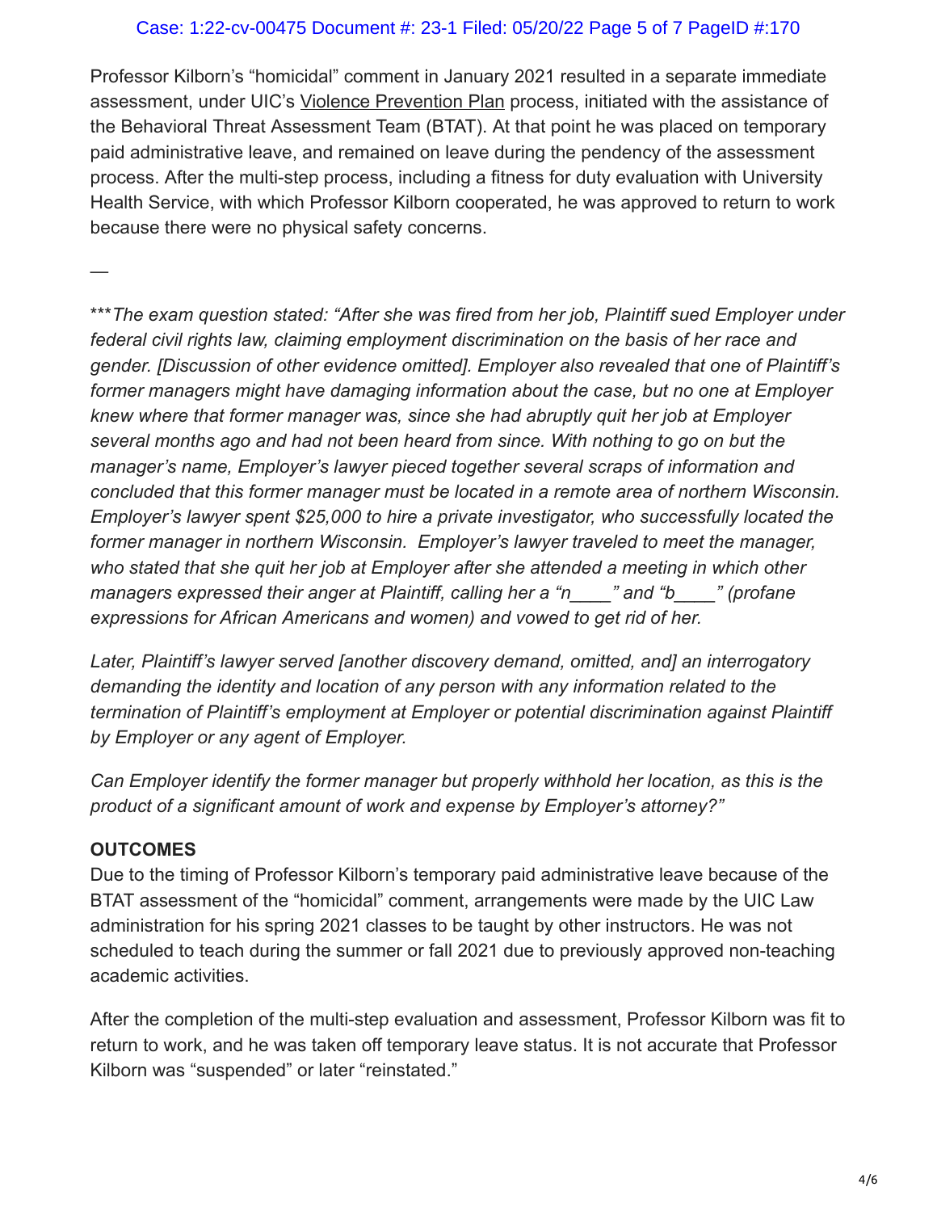Professor Kilborn's "homicidal" comment in January 2021 resulted in a separate immediate assessment, under UIC's Violence Prevention Plan process, initiated with the assistance of the Behavioral Threat Assessment Team (BTAT). At that point he was placed on temporary paid administrative leave, and remained on leave during the pendency of the assessment process. After the multi-step process, including a fitness for duty evaluation with University Health Service, with which Professor Kilborn cooperated, he was approved to return to work because there were no physical safety concerns.

—

****The exam question stated: "After she was fired from her job, Plaintiff sued Employer under federal civil rights law, claiming employment discrimination on the basis of her race and gender. [Discussion of other evidence omitted]. Employer also revealed that one of Plaintiff's former managers might have damaging information about the case, but no one at Employer knew where that former manager was, since she had abruptly quit her job at Employer several months ago and had not been heard from since. With nothing to go on but the manager's name, Employer's lawyer pieced together several scraps of information and concluded that this former manager must be located in a remote area of northern Wisconsin. Employer's lawyer spent $25,000 to hire a private investigator, who successfully located the former manager in northern Wisconsin. Employer's lawyer traveled to meet the manager, who stated that she quit her job at Employer after she attended a meeting in which other managers expressed their anger at Plaintiff, calling her a "n____" and "b____" (profane expressions for African Americans and women) and vowed to get rid of her.*

*Later, Plaintiff's lawyer served [another discovery demand, omitted, and] an interrogatory demanding the identity and location of any person with any information related to the termination of Plaintiff's employment at Employer or potential discrimination against Plaintiff by Employer or any agent of Employer.*

*Can Employer identify the former manager but properly withhold her location, as this is the product of a significant amount of work and expense by Employer's attorney?"*

**OUTCOMES**

Due to the timing of Professor Kilborn's temporary paid administrative leave because of the BTAT assessment of the "homicidal" comment, arrangements were made by the UIC Law administration for his spring 2021 classes to be taught by other instructors. He was not scheduled to teach during the summer or fall 2021 due to previously approved non-teaching academic activities.

After the completion of the multi-step evaluation and assessment, Professor Kilborn was fit to return to work, and he was taken off temporary leave status. It is not accurate that Professor Kilborn was "suspended" or later "reinstated."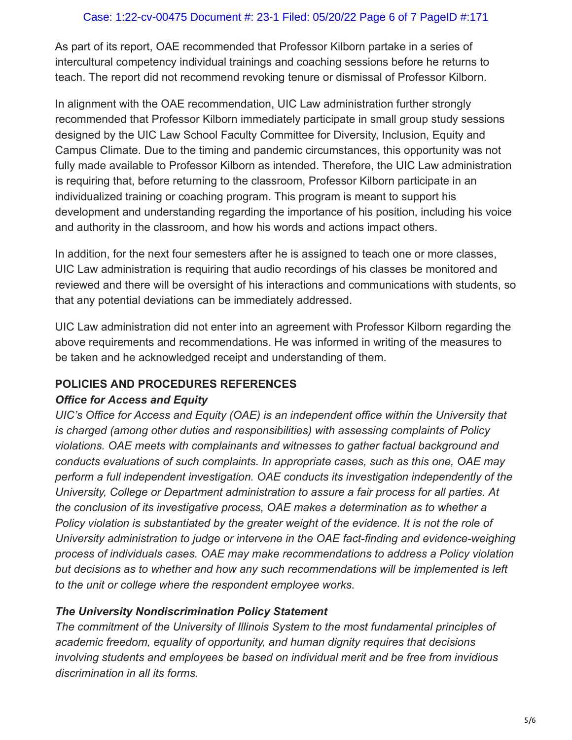As part of its report, OAE recommended that Professor Kilborn partake in a series of intercultural competency individual trainings and coaching sessions before he returns to teach. The report did not recommend revoking tenure or dismissal of Professor Kilborn.

In alignment with the OAE recommendation, UIC Law administration further strongly recommended that Professor Kilborn immediately participate in small group study sessions designed by the UIC Law School Faculty Committee for Diversity, Inclusion, Equity and Campus Climate. Due to the timing and pandemic circumstances, this opportunity was not fully made available to Professor Kilborn as intended. Therefore, the UIC Law administration is requiring that, before returning to the classroom, Professor Kilborn participate in an individualized training or coaching program. This program is meant to support his development and understanding regarding the importance of his position, including his voice and authority in the classroom, and how his words and actions impact others.

In addition, for the next four semesters after he is assigned to teach one or more classes, UIC Law administration is requiring that audio recordings of his classes be monitored and reviewed and there will be oversight of his interactions and communications with students, so that any potential deviations can be immediately addressed.

UIC Law administration did not enter into an agreement with Professor Kilborn regarding the above requirements and recommendations. He was informed in writing of the measures to be taken and he acknowledged receipt and understanding of them.

## POLICIES AND PROCEDURES REFERENCES

### *Office for Access and Equity*

*UIC's Office for Access and Equity (OAE) is an independent office within the University that is charged (among other duties and responsibilities) with assessing complaints of Policy violations. OAE meets with complainants and witnesses to gather factual background and conducts evaluations of such complaints. In appropriate cases, such as this one, OAE may perform a full independent investigation. OAE conducts its investigation independently of the University, College or Department administration to assure a fair process for all parties. At the conclusion of its investigative process, OAE makes a determination as to whether a Policy violation is substantiated by the greater weight of the evidence. It is not the role of University administration to judge or intervene in the OAE fact-finding and evidence-weighing process of individuals cases. OAE may make recommendations to address a Policy violation but decisions as to whether and how any such recommendations will be implemented is left to the unit or college where the respondent employee works.*

### *The University Nondiscrimination Policy Statement*

*The commitment of the University of Illinois System to the most fundamental principles of academic freedom, equality of opportunity, and human dignity requires that decisions involving students and employees be based on individual merit and be free from invidious discrimination in all its forms.*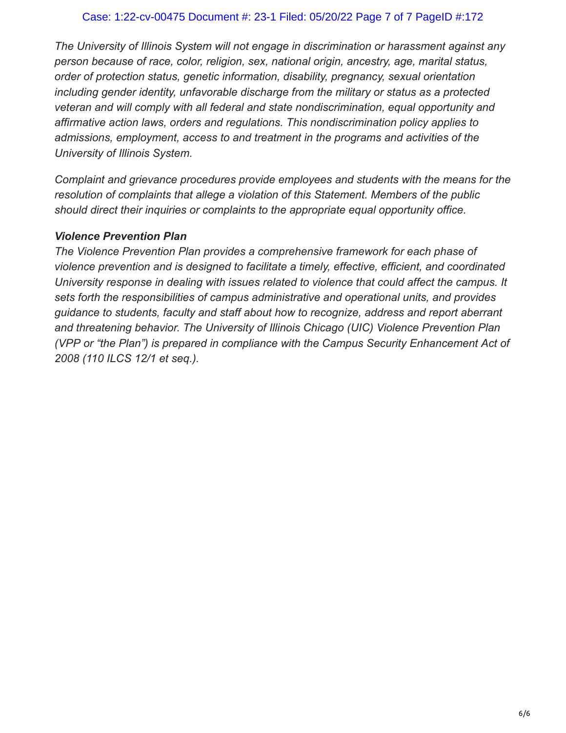*The University of Illinois System will not engage in discrimination or harassment against any person because of race, color, religion, sex, national origin, ancestry, age, marital status, order of protection status, genetic information, disability, pregnancy, sexual orientation including gender identity, unfavorable discharge from the military or status as a protected veteran and will comply with all federal and state nondiscrimination, equal opportunity and affirmative action laws, orders and regulations. This nondiscrimination policy applies to admissions, employment, access to and treatment in the programs and activities of the University of Illinois System.*

*Complaint and grievance procedures provide employees and students with the means for the resolution of complaints that allege a violation of this Statement. Members of the public should direct their inquiries or complaints to the appropriate equal opportunity office.*

***Violence Prevention Plan***

*The Violence Prevention Plan provides a comprehensive framework for each phase of violence prevention and is designed to facilitate a timely, effective, efficient, and coordinated University response in dealing with issues related to violence that could affect the campus. It sets forth the responsibilities of campus administrative and operational units, and provides guidance to students, faculty and staff about how to recognize, address and report aberrant and threatening behavior. The University of Illinois Chicago (UIC) Violence Prevention Plan (VPP or "the Plan") is prepared in compliance with the Campus Security Enhancement Act of 2008 (110 ILCS 12/1 et seq.).*